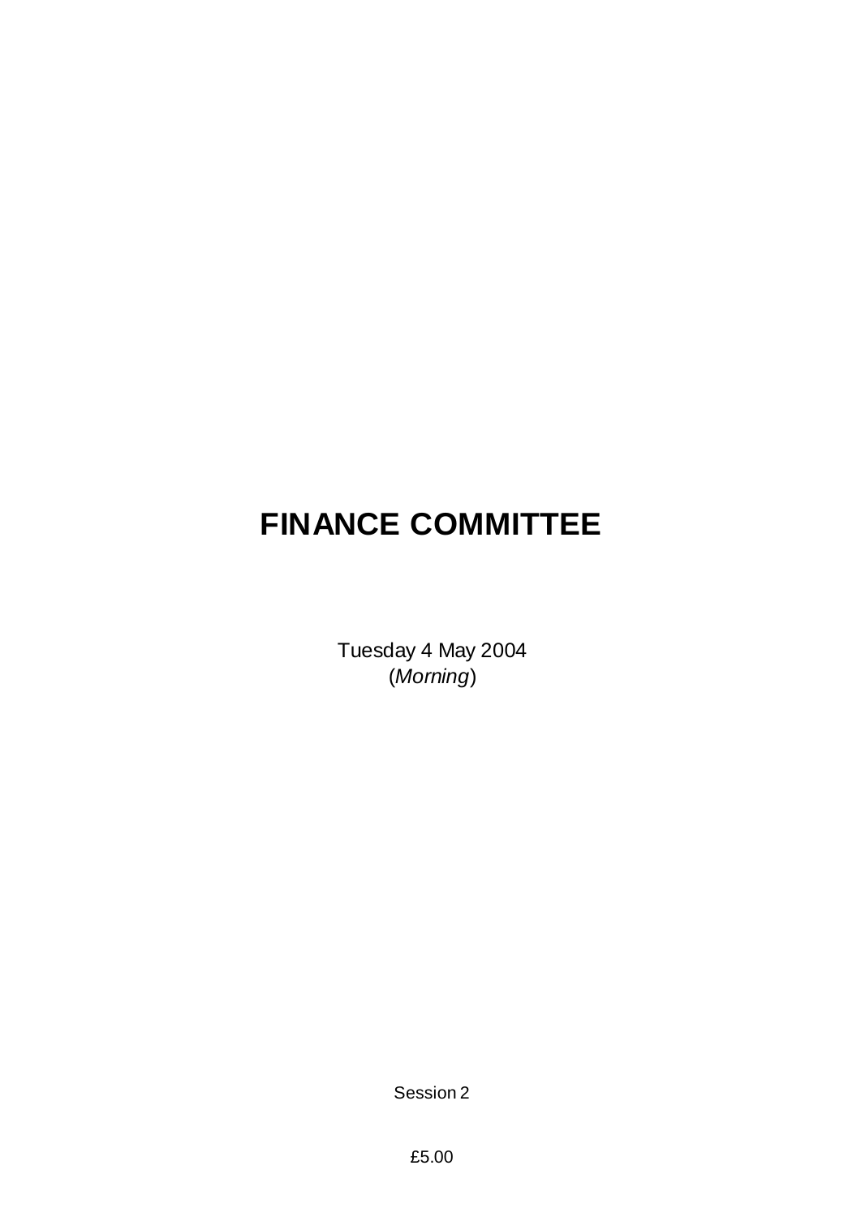# FINANCE COMMITTEE

Tuesday 4 May 2004
(*Morning*)

Session 2

£5.00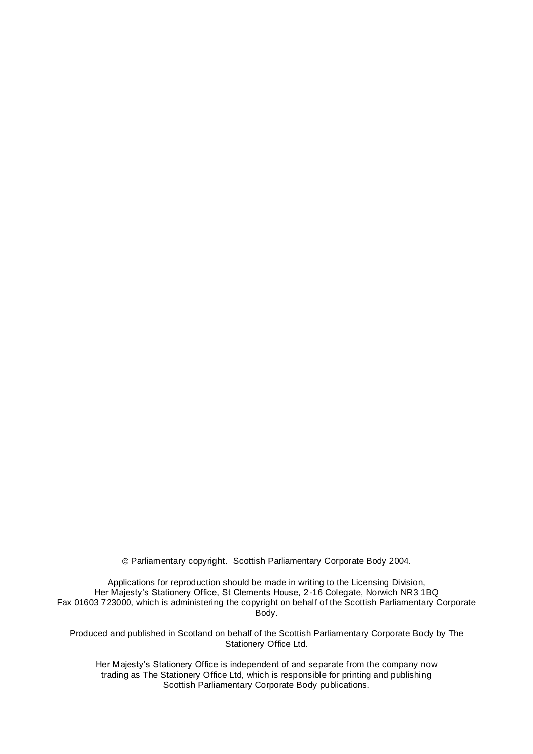© Parliamentary copyright. Scottish Parliamentary Corporate Body 2004.

Applications for reproduction should be made in writing to the Licensing Division, Her Majesty's Stationery Office, St Clements House, 2-16 Colegate, Norwich NR3 1BQ Fax 01603 723000, which is administering the copyright on behalf of the Scottish Parliamentary Corporate Body.

Produced and published in Scotland on behalf of the Scottish Parliamentary Corporate Body by The Stationery Office Ltd.

Her Majesty's Stationery Office is independent of and separate from the company now trading as The Stationery Office Ltd, which is responsible for printing and publishing Scottish Parliamentary Corporate Body publications.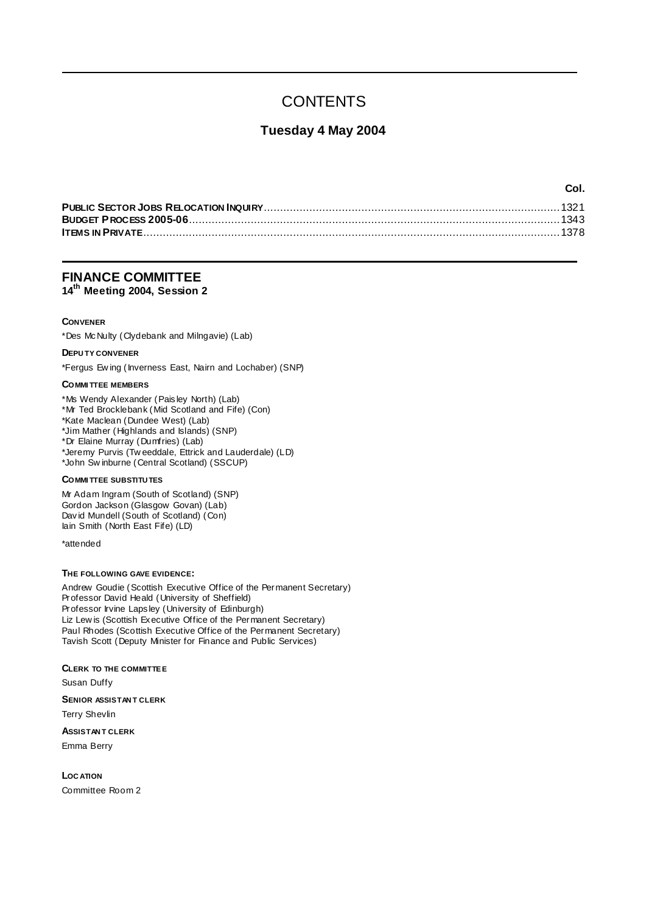# CONTENTS

## Tuesday 4 May 2004

| | Col. |
|---|---|
| **PUBLIC SECTOR JOBS RELOCATION INQUIRY** | 1321 |
| **BUDGET PROCESS 2005-06** | 1343 |
| **ITEMS IN PRIVATE** | 1378 |

## FINANCE COMMITTEE
### 14th Meeting 2004, Session 2

**CONVENER**

*Des McNulty (Clydebank and Milngavie) (Lab)

**DEPUTY CONVENER**

*Fergus Ewing (Inverness East, Nairn and Lochaber) (SNP)

**COMMITTEE MEMBERS**

*Ms Wendy Alexander (Paisley North) (Lab)
*Mr Ted Brocklebank (Mid Scotland and Fife) (Con)
*Kate Maclean (Dundee West) (Lab)
*Jim Mather (Highlands and Islands) (SNP)
*Dr Elaine Murray (Dumfries) (Lab)
*Jeremy Purvis (Tweeddale, Ettrick and Lauderdale) (LD)
*John Swinburne (Central Scotland) (SSCUP)

**COMMITTEE SUBSTITUTES**

Mr Adam Ingram (South of Scotland) (SNP)
Gordon Jackson (Glasgow Govan) (Lab)
David Mundell (South of Scotland) (Con)
Iain Smith (North East Fife) (LD)

*attended

**THE FOLLOWING GAVE EVIDENCE:**

Andrew Goudie (Scottish Executive Office of the Permanent Secretary)
Professor David Heald (University of Sheffield)
Professor Irvine Lapsley (University of Edinburgh)
Liz Lewis (Scottish Executive Office of the Permanent Secretary)
Paul Rhodes (Scottish Executive Office of the Permanent Secretary)
Tavish Scott (Deputy Minister for Finance and Public Services)

**CLERK TO THE COMMITTEE**

Susan Duffy

**SENIOR ASSISTANT CLERK**

Terry Shevlin

**ASSISTANT CLERK**

Emma Berry

**LOCATION**

Committee Room 2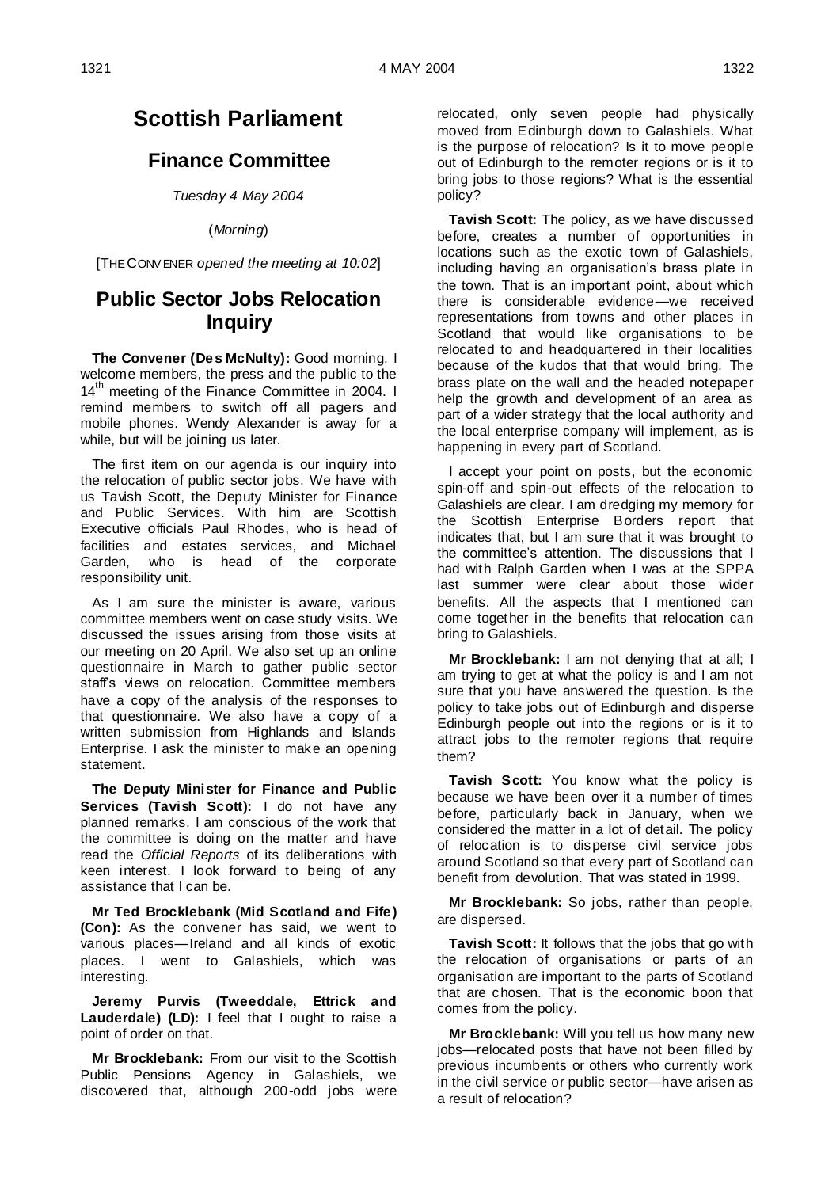# Scottish Parliament

## Finance Committee

*Tuesday 4 May 2004*

(*Morning*)

[THE CONVENER *opened the meeting at 10:02*]

## Public Sector Jobs Relocation Inquiry

**The Convener (Des McNulty):** Good morning. I welcome members, the press and the public to the 14th meeting of the Finance Committee in 2004. I remind members to switch off all pagers and mobile phones. Wendy Alexander is away for a while, but will be joining us later.

The first item on our agenda is our inquiry into the relocation of public sector jobs. We have with us Tavish Scott, the Deputy Minister for Finance and Public Services. With him are Scottish Executive officials Paul Rhodes, who is head of facilities and estates services, and Michael Garden, who is head of the corporate responsibility unit.

As I am sure the minister is aware, various committee members went on case study visits. We discussed the issues arising from those visits at our meeting on 20 April. We also set up an online questionnaire in March to gather public sector staff's views on relocation. Committee members have a copy of the analysis of the responses to that questionnaire. We also have a copy of a written submission from Highlands and Islands Enterprise. I ask the minister to make an opening statement.

**The Deputy Minister for Finance and Public Services (Tavish Scott):** I do not have any planned remarks. I am conscious of the work that the committee is doing on the matter and have read the *Official Reports* of its deliberations with keen interest. I look forward to being of any assistance that I can be.

**Mr Ted Brocklebank (Mid Scotland and Fife) (Con):** As the convener has said, we went to various places—Ireland and all kinds of exotic places. I went to Galashiels, which was interesting.

**Jeremy Purvis (Tweeddale, Ettrick and Lauderdale) (LD):** I feel that I ought to raise a point of order on that.

**Mr Brocklebank:** From our visit to the Scottish Public Pensions Agency in Galashiels, we discovered that, although 200-odd jobs were relocated, only seven people had physically moved from Edinburgh down to Galashiels. What is the purpose of relocation? Is it to move people out of Edinburgh to the remoter regions or is it to bring jobs to those regions? What is the essential policy?

**Tavish Scott:** The policy, as we have discussed before, creates a number of opportunities in locations such as the exotic town of Galashiels, including having an organisation's brass plate in the town. That is an important point, about which there is considerable evidence—we received representations from towns and other places in Scotland that would like organisations to be relocated to and headquartered in their localities because of the kudos that that would bring. The brass plate on the wall and the headed notepaper help the growth and development of an area as part of a wider strategy that the local authority and the local enterprise company will implement, as is happening in every part of Scotland.

I accept your point on posts, but the economic spin-off and spin-out effects of the relocation to Galashiels are clear. I am dredging my memory for the Scottish Enterprise Borders report that indicates that, but I am sure that it was brought to the committee's attention. The discussions that I had with Ralph Garden when I was at the SPPA last summer were clear about those wider benefits. All the aspects that I mentioned can come together in the benefits that relocation can bring to Galashiels.

**Mr Brocklebank:** I am not denying that at all; I am trying to get at what the policy is and I am not sure that you have answered the question. Is the policy to take jobs out of Edinburgh and disperse Edinburgh people out into the regions or is it to attract jobs to the remoter regions that require them?

**Tavish Scott:** You know what the policy is because we have been over it a number of times before, particularly back in January, when we considered the matter in a lot of detail. The policy of relocation is to disperse civil service jobs around Scotland so that every part of Scotland can benefit from devolution. That was stated in 1999.

**Mr Brocklebank:** So jobs, rather than people, are dispersed.

**Tavish Scott:** It follows that the jobs that go with the relocation of organisations or parts of an organisation are important to the parts of Scotland that are chosen. That is the economic boon that comes from the policy.

**Mr Brocklebank:** Will you tell us how many new jobs—relocated posts that have not been filled by previous incumbents or others who currently work in the civil service or public sector—have arisen as a result of relocation?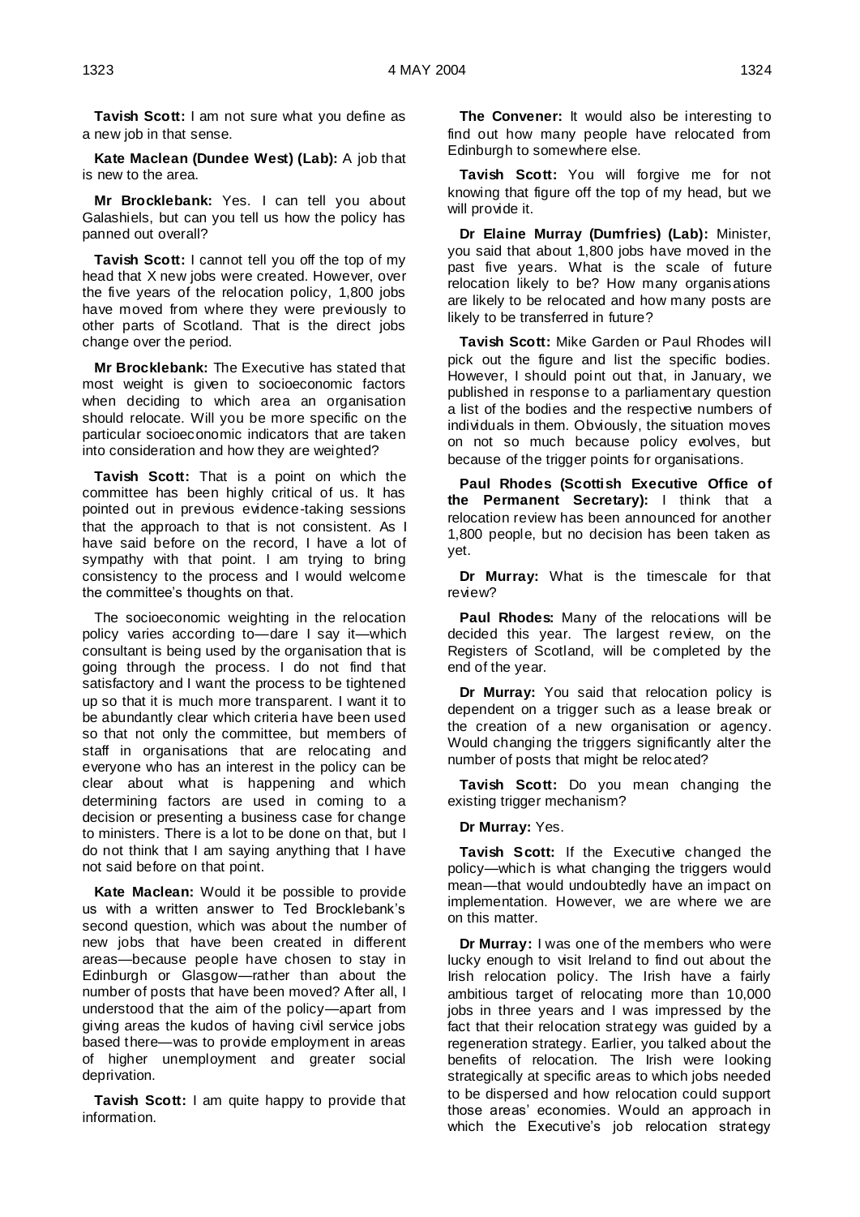**Tavish Scott:** I am not sure what you define as a new job in that sense.

**Kate Maclean (Dundee West) (Lab):** A job that is new to the area.

**Mr Brocklebank:** Yes. I can tell you about Galashiels, but can you tell us how the policy has panned out overall?

**Tavish Scott:** I cannot tell you off the top of my head that X new jobs were created. However, over the five years of the relocation policy, 1,800 jobs have moved from where they were previously to other parts of Scotland. That is the direct jobs change over the period.

**Mr Brocklebank:** The Executive has stated that most weight is given to socioeconomic factors when deciding to which area an organisation should relocate. Will you be more specific on the particular socioeconomic indicators that are taken into consideration and how they are weighted?

**Tavish Scott:** That is a point on which the committee has been highly critical of us. It has pointed out in previous evidence-taking sessions that the approach to that is not consistent. As I have said before on the record, I have a lot of sympathy with that point. I am trying to bring consistency to the process and I would welcome the committee's thoughts on that.

The socioeconomic weighting in the relocation policy varies according to—dare I say it—which consultant is being used by the organisation that is going through the process. I do not find that satisfactory and I want the process to be tightened up so that it is much more transparent. I want it to be abundantly clear which criteria have been used so that not only the committee, but members of staff in organisations that are relocating and everyone who has an interest in the policy can be clear about what is happening and which determining factors are used in coming to a decision or presenting a business case for change to ministers. There is a lot to be done on that, but I do not think that I am saying anything that I have not said before on that point.

**Kate Maclean:** Would it be possible to provide us with a written answer to Ted Brocklebank's second question, which was about the number of new jobs that have been created in different areas—because people have chosen to stay in Edinburgh or Glasgow—rather than about the number of posts that have been moved? After all, I understood that the aim of the policy—apart from giving areas the kudos of having civil service jobs based there—was to provide employment in areas of higher unemployment and greater social deprivation.

**Tavish Scott:** I am quite happy to provide that information.

**The Convener:** It would also be interesting to find out how many people have relocated from Edinburgh to somewhere else.

**Tavish Scott:** You will forgive me for not knowing that figure off the top of my head, but we will provide it.

**Dr Elaine Murray (Dumfries) (Lab):** Minister, you said that about 1,800 jobs have moved in the past five years. What is the scale of future relocation likely to be? How many organisations are likely to be relocated and how many posts are likely to be transferred in future?

**Tavish Scott:** Mike Garden or Paul Rhodes will pick out the figure and list the specific bodies. However, I should point out that, in January, we published in response to a parliamentary question a list of the bodies and the respective numbers of individuals in them. Obviously, the situation moves on not so much because policy evolves, but because of the trigger points for organisations.

**Paul Rhodes (Scottish Executive Office of the Permanent Secretary):** I think that a relocation review has been announced for another 1,800 people, but no decision has been taken as yet.

**Dr Murray:** What is the timescale for that review?

**Paul Rhodes:** Many of the relocations will be decided this year. The largest review, on the Registers of Scotland, will be completed by the end of the year.

**Dr Murray:** You said that relocation policy is dependent on a trigger such as a lease break or the creation of a new organisation or agency. Would changing the triggers significantly alter the number of posts that might be relocated?

**Tavish Scott:** Do you mean changing the existing trigger mechanism?

**Dr Murray:** Yes.

**Tavish Scott:** If the Executive changed the policy—which is what changing the triggers would mean—that would undoubtedly have an impact on implementation. However, we are where we are on this matter.

**Dr Murray:** I was one of the members who were lucky enough to visit Ireland to find out about the Irish relocation policy. The Irish have a fairly ambitious target of relocating more than 10,000 jobs in three years and I was impressed by the fact that their relocation strategy was guided by a regeneration strategy. Earlier, you talked about the benefits of relocation. The Irish were looking strategically at specific areas to which jobs needed to be dispersed and how relocation could support those areas' economies. Would an approach in which the Executive's job relocation strategy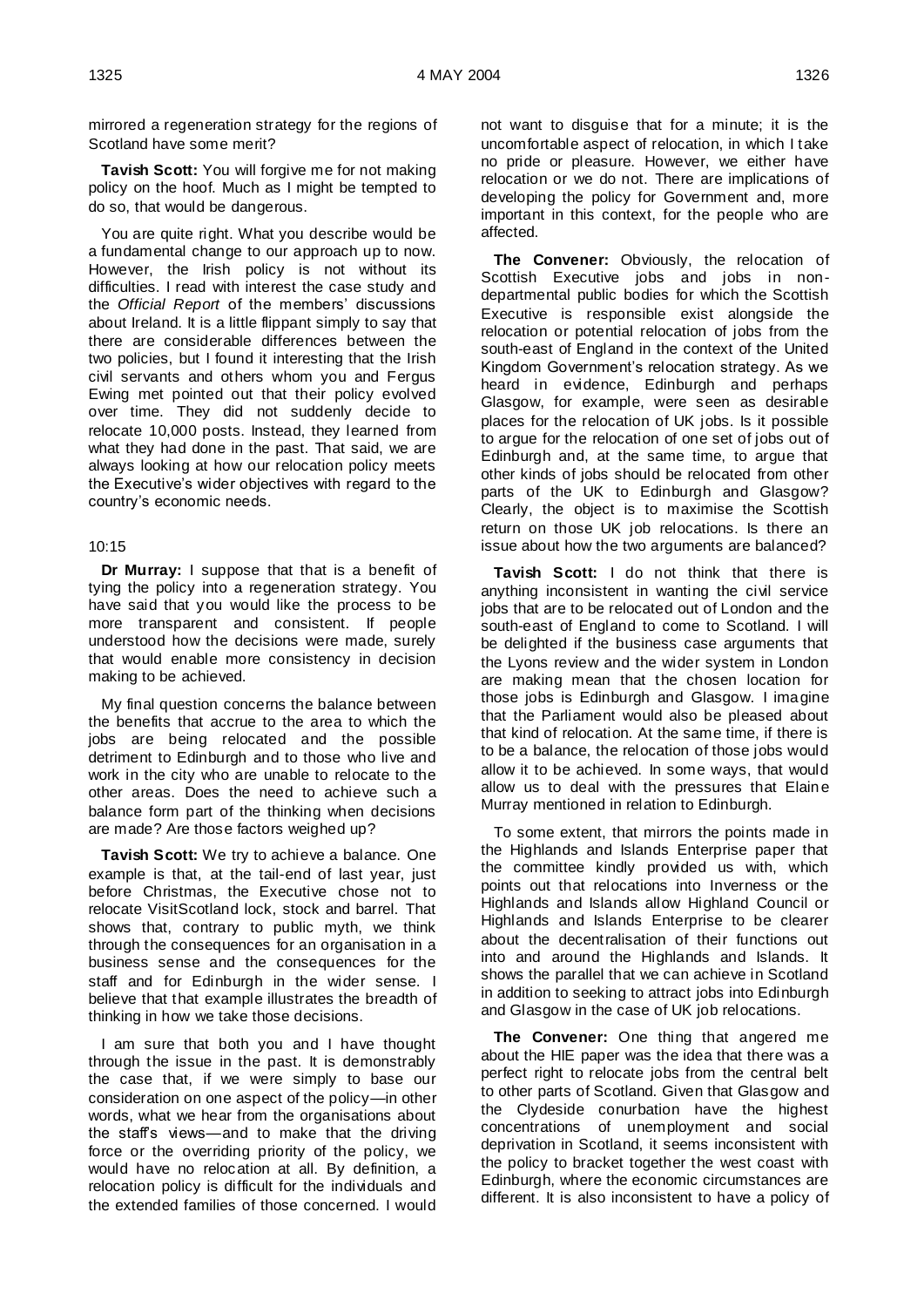mirrored a regeneration strategy for the regions of Scotland have some merit?

**Tavish Scott:** You will forgive me for not making policy on the hoof. Much as I might be tempted to do so, that would be dangerous.

You are quite right. What you describe would be a fundamental change to our approach up to now. However, the Irish policy is not without its difficulties. I read with interest the case study and the *Official Report* of the members' discussions about Ireland. It is a little flippant simply to say that there are considerable differences between the two policies, but I found it interesting that the Irish civil servants and others whom you and Fergus Ewing met pointed out that their policy evolved over time. They did not suddenly decide to relocate 10,000 posts. Instead, they learned from what they had done in the past. That said, we are always looking at how our relocation policy meets the Executive's wider objectives with regard to the country's economic needs.

10:15

**Dr Murray:** I suppose that that is a benefit of tying the policy into a regeneration strategy. You have said that you would like the process to be more transparent and consistent. If people understood how the decisions were made, surely that would enable more consistency in decision making to be achieved.

My final question concerns the balance between the benefits that accrue to the area to which the jobs are being relocated and the possible detriment to Edinburgh and to those who live and work in the city who are unable to relocate to the other areas. Does the need to achieve such a balance form part of the thinking when decisions are made? Are those factors weighed up?

**Tavish Scott:** We try to achieve a balance. One example is that, at the tail-end of last year, just before Christmas, the Executive chose not to relocate VisitScotland lock, stock and barrel. That shows that, contrary to public myth, we think through the consequences for an organisation in a business sense and the consequences for the staff and for Edinburgh in the wider sense. I believe that that example illustrates the breadth of thinking in how we take those decisions.

I am sure that both you and I have thought through the issue in the past. It is demonstrably the case that, if we were simply to base our consideration on one aspect of the policy—in other words, what we hear from the organisations about the staff's views—and to make that the driving force or the overriding priority of the policy, we would have no relocation at all. By definition, a relocation policy is difficult for the individuals and the extended families of those concerned. I would not want to disguise that for a minute; it is the uncomfortable aspect of relocation, in which I take no pride or pleasure. However, we either have relocation or we do not. There are implications of developing the policy for Government and, more important in this context, for the people who are affected.

**The Convener:** Obviously, the relocation of Scottish Executive jobs and jobs in non-departmental public bodies for which the Scottish Executive is responsible exist alongside the relocation or potential relocation of jobs from the south-east of England in the context of the United Kingdom Government's relocation strategy. As we heard in evidence, Edinburgh and perhaps Glasgow, for example, were seen as desirable places for the relocation of UK jobs. Is it possible to argue for the relocation of one set of jobs out of Edinburgh and, at the same time, to argue that other kinds of jobs should be relocated from other parts of the UK to Edinburgh and Glasgow? Clearly, the object is to maximise the Scottish return on those UK job relocations. Is there an issue about how the two arguments are balanced?

**Tavish Scott:** I do not think that there is anything inconsistent in wanting the civil service jobs that are to be relocated out of London and the south-east of England to come to Scotland. I will be delighted if the business case arguments that the Lyons review and the wider system in London are making mean that the chosen location for those jobs is Edinburgh and Glasgow. I imagine that the Parliament would also be pleased about that kind of relocation. At the same time, if there is to be a balance, the relocation of those jobs would allow it to be achieved. In some ways, that would allow us to deal with the pressures that Elaine Murray mentioned in relation to Edinburgh.

To some extent, that mirrors the points made in the Highlands and Islands Enterprise paper that the committee kindly provided us with, which points out that relocations into Inverness or the Highlands and Islands allow Highland Council or Highlands and Islands Enterprise to be clearer about the decentralisation of their functions out into and around the Highlands and Islands. It shows the parallel that we can achieve in Scotland in addition to seeking to attract jobs into Edinburgh and Glasgow in the case of UK job relocations.

**The Convener:** One thing that angered me about the HIE paper was the idea that there was a perfect right to relocate jobs from the central belt to other parts of Scotland. Given that Glasgow and the Clydeside conurbation have the highest concentrations of unemployment and social deprivation in Scotland, it seems inconsistent with the policy to bracket together the west coast with Edinburgh, where the economic circumstances are different. It is also inconsistent to have a policy of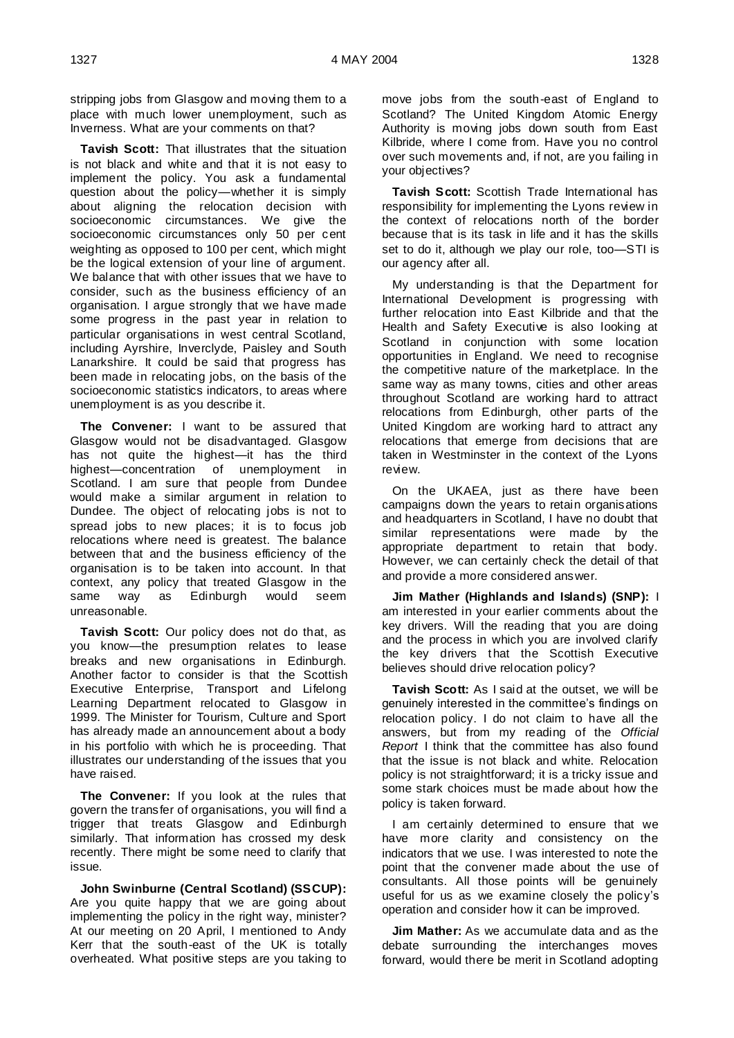stripping jobs from Glasgow and moving them to a place with much lower unemployment, such as Inverness. What are your comments on that?

**Tavish Scott:** That illustrates that the situation is not black and white and that it is not easy to implement the policy. You ask a fundamental question about the policy—whether it is simply about aligning the relocation decision with socioeconomic circumstances. We give the socioeconomic circumstances only 50 per cent weighting as opposed to 100 per cent, which might be the logical extension of your line of argument. We balance that with other issues that we have to consider, such as the business efficiency of an organisation. I argue strongly that we have made some progress in the past year in relation to particular organisations in west central Scotland, including Ayrshire, Inverclyde, Paisley and South Lanarkshire. It could be said that progress has been made in relocating jobs, on the basis of the socioeconomic statistics indicators, to areas where unemployment is as you describe it.

**The Convener:** I want to be assured that Glasgow would not be disadvantaged. Glasgow has not quite the highest—it has the third highest—concentration of unemployment in Scotland. I am sure that people from Dundee would make a similar argument in relation to Dundee. The object of relocating jobs is not to spread jobs to new places; it is to focus job relocations where need is greatest. The balance between that and the business efficiency of the organisation is to be taken into account. In that context, any policy that treated Glasgow in the same way as Edinburgh would seem unreasonable.

**Tavish Scott:** Our policy does not do that, as you know—the presumption relates to lease breaks and new organisations in Edinburgh. Another factor to consider is that the Scottish Executive Enterprise, Transport and Lifelong Learning Department relocated to Glasgow in 1999. The Minister for Tourism, Culture and Sport has already made an announcement about a body in his portfolio with which he is proceeding. That illustrates our understanding of the issues that you have raised.

**The Convener:** If you look at the rules that govern the transfer of organisations, you will find a trigger that treats Glasgow and Edinburgh similarly. That information has crossed my desk recently. There might be some need to clarify that issue.

**John Swinburne (Central Scotland) (SSCUP):** Are you quite happy that we are going about implementing the policy in the right way, minister? At our meeting on 20 April, I mentioned to Andy Kerr that the south-east of the UK is totally overheated. What positive steps are you taking to move jobs from the south-east of England to Scotland? The United Kingdom Atomic Energy Authority is moving jobs down south from East Kilbride, where I come from. Have you no control over such movements and, if not, are you failing in your objectives?

**Tavish Scott:** Scottish Trade International has responsibility for implementing the Lyons review in the context of relocations north of the border because that is its task in life and it has the skills set to do it, although we play our role, too—STI is our agency after all.

My understanding is that the Department for International Development is progressing with further relocation into East Kilbride and that the Health and Safety Executive is also looking at Scotland in conjunction with some location opportunities in England. We need to recognise the competitive nature of the marketplace. In the same way as many towns, cities and other areas throughout Scotland are working hard to attract relocations from Edinburgh, other parts of the United Kingdom are working hard to attract any relocations that emerge from decisions that are taken in Westminster in the context of the Lyons review.

On the UKAEA, just as there have been campaigns down the years to retain organisations and headquarters in Scotland, I have no doubt that similar representations were made by the appropriate department to retain that body. However, we can certainly check the detail of that and provide a more considered answer.

**Jim Mather (Highlands and Islands) (SNP):** I am interested in your earlier comments about the key drivers. Will the reading that you are doing and the process in which you are involved clarify the key drivers that the Scottish Executive believes should drive relocation policy?

**Tavish Scott:** As I said at the outset, we will be genuinely interested in the committee's findings on relocation policy. I do not claim to have all the answers, but from my reading of the *Official Report* I think that the committee has also found that the issue is not black and white. Relocation policy is not straightforward; it is a tricky issue and some stark choices must be made about how the policy is taken forward.

I am certainly determined to ensure that we have more clarity and consistency on the indicators that we use. I was interested to note the point that the convener made about the use of consultants. All those points will be genuinely useful for us as we examine closely the policy's operation and consider how it can be improved.

**Jim Mather:** As we accumulate data and as the debate surrounding the interchanges moves forward, would there be merit in Scotland adopting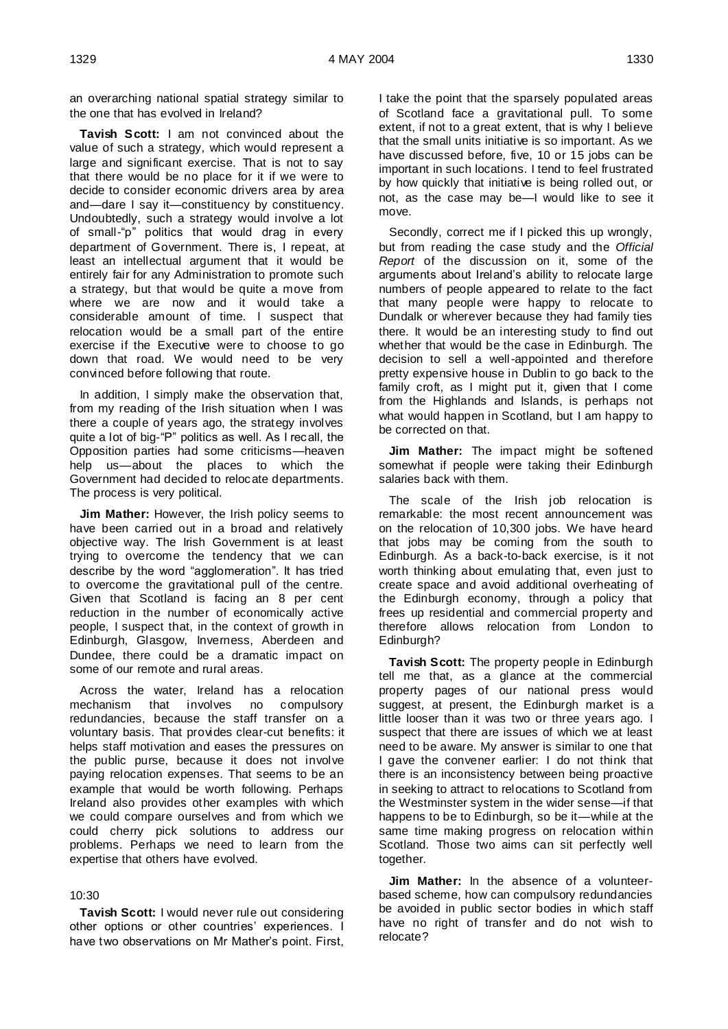an overarching national spatial strategy similar to the one that has evolved in Ireland?

**Tavish Scott:** I am not convinced about the value of such a strategy, which would represent a large and significant exercise. That is not to say that there would be no place for it if we were to decide to consider economic drivers area by area and—dare I say it—constituency by constituency. Undoubtedly, such a strategy would involve a lot of small-"p" politics that would drag in every department of Government. There is, I repeat, at least an intellectual argument that it would be entirely fair for any Administration to promote such a strategy, but that would be quite a move from where we are now and it would take a considerable amount of time. I suspect that relocation would be a small part of the entire exercise if the Executive were to choose to go down that road. We would need to be very convinced before following that route.

In addition, I simply make the observation that, from my reading of the Irish situation when I was there a couple of years ago, the strategy involves quite a lot of big-"P" politics as well. As I recall, the Opposition parties had some criticisms—heaven help us—about the places to which the Government had decided to relocate departments. The process is very political.

**Jim Mather:** However, the Irish policy seems to have been carried out in a broad and relatively objective way. The Irish Government is at least trying to overcome the tendency that we can describe by the word "agglomeration". It has tried to overcome the gravitational pull of the centre. Given that Scotland is facing an 8 per cent reduction in the number of economically active people, I suspect that, in the context of growth in Edinburgh, Glasgow, Inverness, Aberdeen and Dundee, there could be a dramatic impact on some of our remote and rural areas.

Across the water, Ireland has a relocation mechanism that involves no compulsory redundancies, because the staff transfer on a voluntary basis. That provides clear-cut benefits: it helps staff motivation and eases the pressures on the public purse, because it does not involve paying relocation expenses. That seems to be an example that would be worth following. Perhaps Ireland also provides other examples with which we could compare ourselves and from which we could cherry pick solutions to address our problems. Perhaps we need to learn from the expertise that others have evolved.

10:30

**Tavish Scott:** I would never rule out considering other options or other countries' experiences. I have two observations on Mr Mather's point. First, I take the point that the sparsely populated areas of Scotland face a gravitational pull. To some extent, if not to a great extent, that is why I believe that the small units initiative is so important. As we have discussed before, five, 10 or 15 jobs can be important in such locations. I tend to feel frustrated by how quickly that initiative is being rolled out, or not, as the case may be—I would like to see it move.

Secondly, correct me if I picked this up wrongly, but from reading the case study and the *Official Report* of the discussion on it, some of the arguments about Ireland's ability to relocate large numbers of people appeared to relate to the fact that many people were happy to relocate to Dundalk or wherever because they had family ties there. It would be an interesting study to find out whether that would be the case in Edinburgh. The decision to sell a well-appointed and therefore pretty expensive house in Dublin to go back to the family croft, as I might put it, given that I come from the Highlands and Islands, is perhaps not what would happen in Scotland, but I am happy to be corrected on that.

**Jim Mather:** The impact might be softened somewhat if people were taking their Edinburgh salaries back with them.

The scale of the Irish job relocation is remarkable: the most recent announcement was on the relocation of 10,300 jobs. We have heard that jobs may be coming from the south to Edinburgh. As a back-to-back exercise, is it not worth thinking about emulating that, even just to create space and avoid additional overheating of the Edinburgh economy, through a policy that frees up residential and commercial property and therefore allows relocation from London to Edinburgh?

**Tavish Scott:** The property people in Edinburgh tell me that, as a glance at the commercial property pages of our national press would suggest, at present, the Edinburgh market is a little looser than it was two or three years ago. I suspect that there are issues of which we at least need to be aware. My answer is similar to one that I gave the convener earlier: I do not think that there is an inconsistency between being proactive in seeking to attract to relocations to Scotland from the Westminster system in the wider sense—if that happens to be to Edinburgh, so be it—while at the same time making progress on relocation within Scotland. Those two aims can sit perfectly well together.

**Jim Mather:** In the absence of a volunteer-based scheme, how can compulsory redundancies be avoided in public sector bodies in which staff have no right of transfer and do not wish to relocate?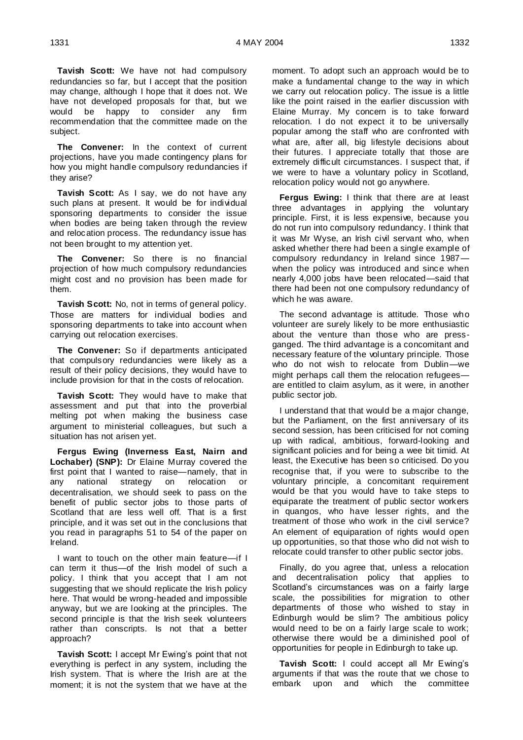**Tavish Scott:** We have not had compulsory redundancies so far, but I accept that the position may change, although I hope that it does not. We have not developed proposals for that, but we would be happy to consider any firm recommendation that the committee made on the subject.

**The Convener:** In the context of current projections, have you made contingency plans for how you might handle compulsory redundancies if they arise?

**Tavish Scott:** As I say, we do not have any such plans at present. It would be for individual sponsoring departments to consider the issue when bodies are being taken through the review and relocation process. The redundancy issue has not been brought to my attention yet.

**The Convener:** So there is no financial projection of how much compulsory redundancies might cost and no provision has been made for them.

**Tavish Scott:** No, not in terms of general policy. Those are matters for individual bodies and sponsoring departments to take into account when carrying out relocation exercises.

**The Convener:** So if departments anticipated that compulsory redundancies were likely as a result of their policy decisions, they would have to include provision for that in the costs of relocation.

**Tavish Scott:** They would have to make that assessment and put that into the proverbial melting pot when making the business case argument to ministerial colleagues, but such a situation has not arisen yet.

**Fergus Ewing (Inverness East, Nairn and Lochaber) (SNP):** Dr Elaine Murray covered the first point that I wanted to raise—namely, that in any national strategy on relocation or decentralisation, we should seek to pass on the benefit of public sector jobs to those parts of Scotland that are less well off. That is a first principle, and it was set out in the conclusions that you read in paragraphs 51 to 54 of the paper on Ireland.

I want to touch on the other main feature—if I can term it thus—of the Irish model of such a policy. I think that you accept that I am not suggesting that we should replicate the Irish policy here. That would be wrong-headed and impossible anyway, but we are looking at the principles. The second principle is that the Irish seek volunteers rather than conscripts. Is not that a better approach?

**Tavish Scott:** I accept Mr Ewing's point that not everything is perfect in any system, including the Irish system. That is where the Irish are at the moment; it is not the system that we have at the moment. To adopt such an approach would be to make a fundamental change to the way in which we carry out relocation policy. The issue is a little like the point raised in the earlier discussion with Elaine Murray. My concern is to take forward relocation. I do not expect it to be universally popular among the staff who are confronted with what are, after all, big lifestyle decisions about their futures. I appreciate totally that those are extremely difficult circumstances. I suspect that, if we were to have a voluntary policy in Scotland, relocation policy would not go anywhere.

**Fergus Ewing:** I think that there are at least three advantages in applying the voluntary principle. First, it is less expensive, because you do not run into compulsory redundancy. I think that it was Mr Wyse, an Irish civil servant who, when asked whether there had been a single example of compulsory redundancy in Ireland since 1987—when the policy was introduced and since when nearly 4,000 jobs have been relocated—said that there had been not one compulsory redundancy of which he was aware.

The second advantage is attitude. Those who volunteer are surely likely to be more enthusiastic about the venture than those who are press-ganged. The third advantage is a concomitant and necessary feature of the voluntary principle. Those who do not wish to relocate from Dublin—we might perhaps call them the relocation refugees—are entitled to claim asylum, as it were, in another public sector job.

I understand that that would be a major change, but the Parliament, on the first anniversary of its second session, has been criticised for not coming up with radical, ambitious, forward-looking and significant policies and for being a wee bit timid. At least, the Executive has been so criticised. Do you recognise that, if you were to subscribe to the voluntary principle, a concomitant requirement would be that you would have to take steps to equiparate the treatment of public sector workers in quangos, who have lesser rights, and the treatment of those who work in the civil service? An element of equiparation of rights would open up opportunities, so that those who did not wish to relocate could transfer to other public sector jobs.

Finally, do you agree that, unless a relocation and decentralisation policy that applies to Scotland's circumstances was on a fairly large scale, the possibilities for migration to other departments of those who wished to stay in Edinburgh would be slim? The ambitious policy would need to be on a fairly large scale to work; otherwise there would be a diminished pool of opportunities for people in Edinburgh to take up.

**Tavish Scott:** I could accept all Mr Ewing's arguments if that was the route that we chose to embark upon and which the committee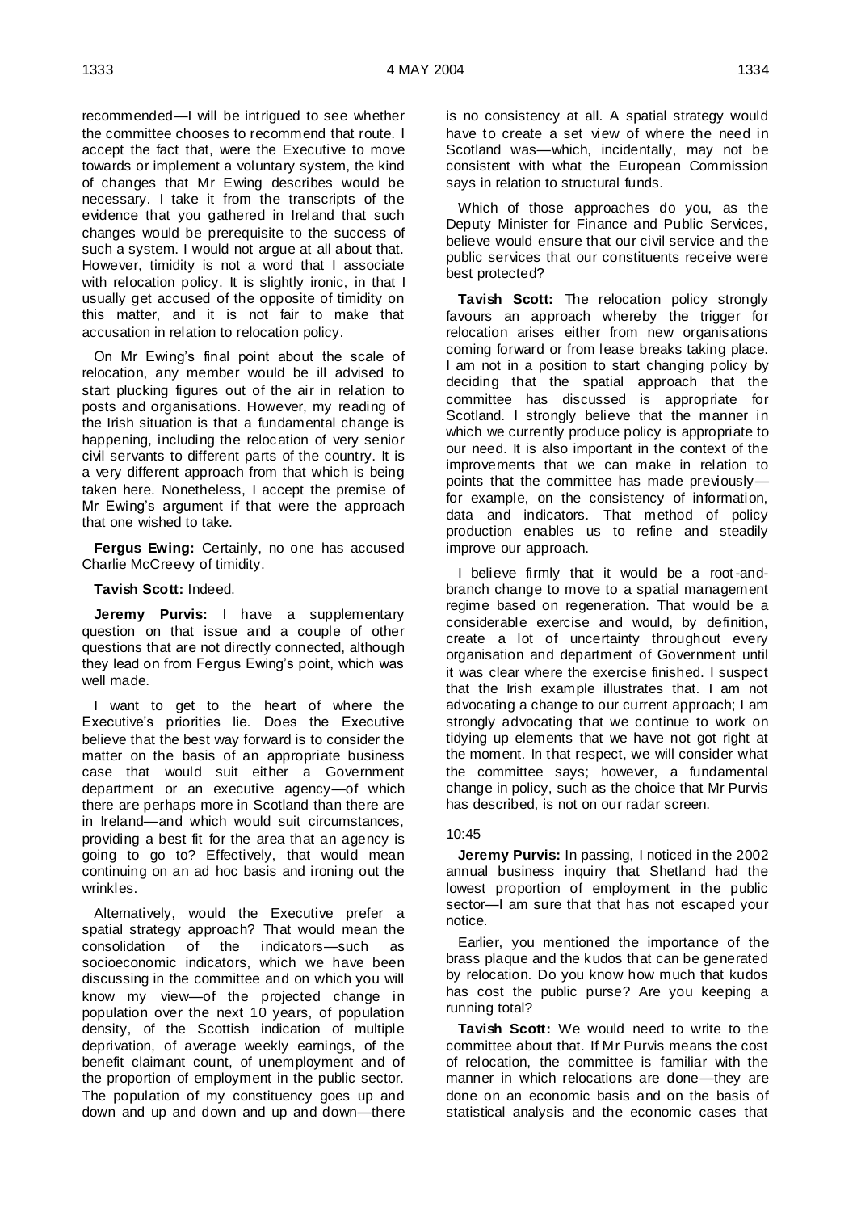recommended—I will be intrigued to see whether the committee chooses to recommend that route. I accept the fact that, were the Executive to move towards or implement a voluntary system, the kind of changes that Mr Ewing describes would be necessary. I take it from the transcripts of the evidence that you gathered in Ireland that such changes would be prerequisite to the success of such a system. I would not argue at all about that. However, timidity is not a word that I associate with relocation policy. It is slightly ironic, in that I usually get accused of the opposite of timidity on this matter, and it is not fair to make that accusation in relation to relocation policy.

On Mr Ewing's final point about the scale of relocation, any member would be ill advised to start plucking figures out of the air in relation to posts and organisations. However, my reading of the Irish situation is that a fundamental change is happening, including the relocation of very senior civil servants to different parts of the country. It is a very different approach from that which is being taken here. Nonetheless, I accept the premise of Mr Ewing's argument if that were the approach that one wished to take.

**Fergus Ewing:** Certainly, no one has accused Charlie McCreevy of timidity.

**Tavish Scott:** Indeed.

**Jeremy Purvis:** I have a supplementary question on that issue and a couple of other questions that are not directly connected, although they lead on from Fergus Ewing's point, which was well made.

I want to get to the heart of where the Executive's priorities lie. Does the Executive believe that the best way forward is to consider the matter on the basis of an appropriate business case that would suit either a Government department or an executive agency—of which there are perhaps more in Scotland than there are in Ireland—and which would suit circumstances, providing a best fit for the area that an agency is going to go to? Effectively, that would mean continuing on an ad hoc basis and ironing out the wrinkles.

Alternatively, would the Executive prefer a spatial strategy approach? That would mean the consolidation of the indicators—such as socioeconomic indicators, which we have been discussing in the committee and on which you will know my view—of the projected change in population over the next 10 years, of population density, of the Scottish indication of multiple deprivation, of average weekly earnings, of the benefit claimant count, of unemployment and of the proportion of employment in the public sector. The population of my constituency goes up and down and up and down and up and down—there is no consistency at all. A spatial strategy would have to create a set view of where the need in Scotland was—which, incidentally, may not be consistent with what the European Commission says in relation to structural funds.

Which of those approaches do you, as the Deputy Minister for Finance and Public Services, believe would ensure that our civil service and the public services that our constituents receive were best protected?

**Tavish Scott:** The relocation policy strongly favours an approach whereby the trigger for relocation arises either from new organisations coming forward or from lease breaks taking place. I am not in a position to start changing policy by deciding that the spatial approach that the committee has discussed is appropriate for Scotland. I strongly believe that the manner in which we currently produce policy is appropriate to our need. It is also important in the context of the improvements that we can make in relation to points that the committee has made previously—for example, on the consistency of information, data and indicators. That method of policy production enables us to refine and steadily improve our approach.

I believe firmly that it would be a root-and-branch change to move to a spatial management regime based on regeneration. That would be a considerable exercise and would, by definition, create a lot of uncertainty throughout every organisation and department of Government until it was clear where the exercise finished. I suspect that the Irish example illustrates that. I am not advocating a change to our current approach; I am strongly advocating that we continue to work on tidying up elements that we have not got right at the moment. In that respect, we will consider what the committee says; however, a fundamental change in policy, such as the choice that Mr Purvis has described, is not on our radar screen.

10:45

**Jeremy Purvis:** In passing, I noticed in the 2002 annual business inquiry that Shetland had the lowest proportion of employment in the public sector—I am sure that that has not escaped your notice.

Earlier, you mentioned the importance of the brass plaque and the kudos that can be generated by relocation. Do you know how much that kudos has cost the public purse? Are you keeping a running total?

**Tavish Scott:** We would need to write to the committee about that. If Mr Purvis means the cost of relocation, the committee is familiar with the manner in which relocations are done—they are done on an economic basis and on the basis of statistical analysis and the economic cases that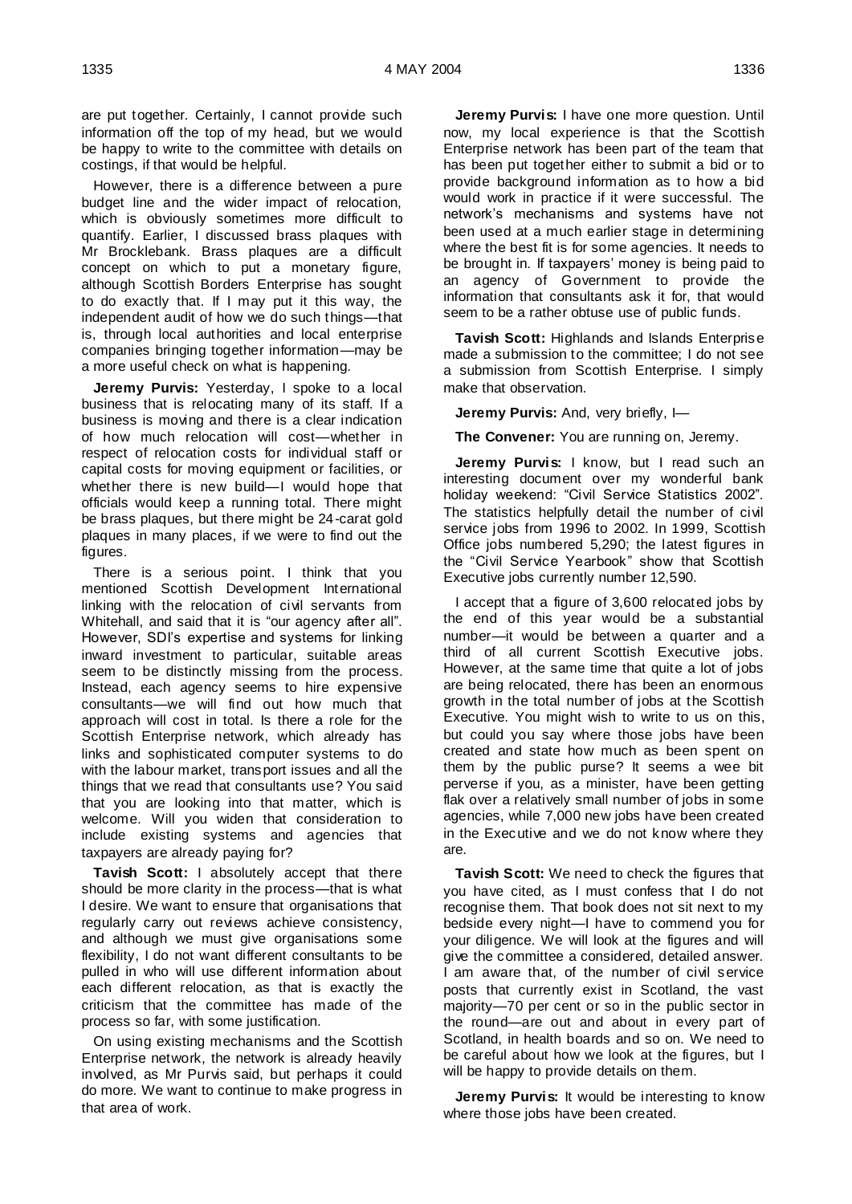are put together. Certainly, I cannot provide such information off the top of my head, but we would be happy to write to the committee with details on costings, if that would be helpful.

However, there is a difference between a pure budget line and the wider impact of relocation, which is obviously sometimes more difficult to quantify. Earlier, I discussed brass plaques with Mr Brocklebank. Brass plaques are a difficult concept on which to put a monetary figure, although Scottish Borders Enterprise has sought to do exactly that. If I may put it this way, the independent audit of how we do such things—that is, through local authorities and local enterprise companies bringing together information—may be a more useful check on what is happening.

**Jeremy Purvis:** Yesterday, I spoke to a local business that is relocating many of its staff. If a business is moving and there is a clear indication of how much relocation will cost—whether in respect of relocation costs for individual staff or capital costs for moving equipment or facilities, or whether there is new build—I would hope that officials would keep a running total. There might be brass plaques, but there might be 24-carat gold plaques in many places, if we were to find out the figures.

There is a serious point. I think that you mentioned Scottish Development International linking with the relocation of civil servants from Whitehall, and said that it is "our agency after all". However, SDI's expertise and systems for linking inward investment to particular, suitable areas seem to be distinctly missing from the process. Instead, each agency seems to hire expensive consultants—we will find out how much that approach will cost in total. Is there a role for the Scottish Enterprise network, which already has links and sophisticated computer systems to do with the labour market, transport issues and all the things that we read that consultants use? You said that you are looking into that matter, which is welcome. Will you widen that consideration to include existing systems and agencies that taxpayers are already paying for?

**Tavish Scott:** I absolutely accept that there should be more clarity in the process—that is what I desire. We want to ensure that organisations that regularly carry out reviews achieve consistency, and although we must give organisations some flexibility, I do not want different consultants to be pulled in who will use different information about each different relocation, as that is exactly the criticism that the committee has made of the process so far, with some justification.

On using existing mechanisms and the Scottish Enterprise network, the network is already heavily involved, as Mr Purvis said, but perhaps it could do more. We want to continue to make progress in that area of work.

**Jeremy Purvis:** I have one more question. Until now, my local experience is that the Scottish Enterprise network has been part of the team that has been put together either to submit a bid or to provide background information as to how a bid would work in practice if it were successful. The network's mechanisms and systems have not been used at a much earlier stage in determining where the best fit is for some agencies. It needs to be brought in. If taxpayers' money is being paid to an agency of Government to provide the information that consultants ask it for, that would seem to be a rather obtuse use of public funds.

**Tavish Scott:** Highlands and Islands Enterprise made a submission to the committee; I do not see a submission from Scottish Enterprise. I simply make that observation.

**Jeremy Purvis:** And, very briefly, I—

**The Convener:** You are running on, Jeremy.

**Jeremy Purvis:** I know, but I read such an interesting document over my wonderful bank holiday weekend: "Civil Service Statistics 2002". The statistics helpfully detail the number of civil service jobs from 1996 to 2002. In 1999, Scottish Office jobs numbered 5,290; the latest figures in the "Civil Service Yearbook" show that Scottish Executive jobs currently number 12,590.

I accept that a figure of 3,600 relocated jobs by the end of this year would be a substantial number—it would be between a quarter and a third of all current Scottish Executive jobs. However, at the same time that quite a lot of jobs are being relocated, there has been an enormous growth in the total number of jobs at the Scottish Executive. You might wish to write to us on this, but could you say where those jobs have been created and state how much as been spent on them by the public purse? It seems a wee bit perverse if you, as a minister, have been getting flak over a relatively small number of jobs in some agencies, while 7,000 new jobs have been created in the Executive and we do not know where they are.

**Tavish Scott:** We need to check the figures that you have cited, as I must confess that I do not recognise them. That book does not sit next to my bedside every night—I have to commend you for your diligence. We will look at the figures and will give the committee a considered, detailed answer. I am aware that, of the number of civil service posts that currently exist in Scotland, the vast majority—70 per cent or so in the public sector in the round—are out and about in every part of Scotland, in health boards and so on. We need to be careful about how we look at the figures, but I will be happy to provide details on them.

**Jeremy Purvis:** It would be interesting to know where those jobs have been created.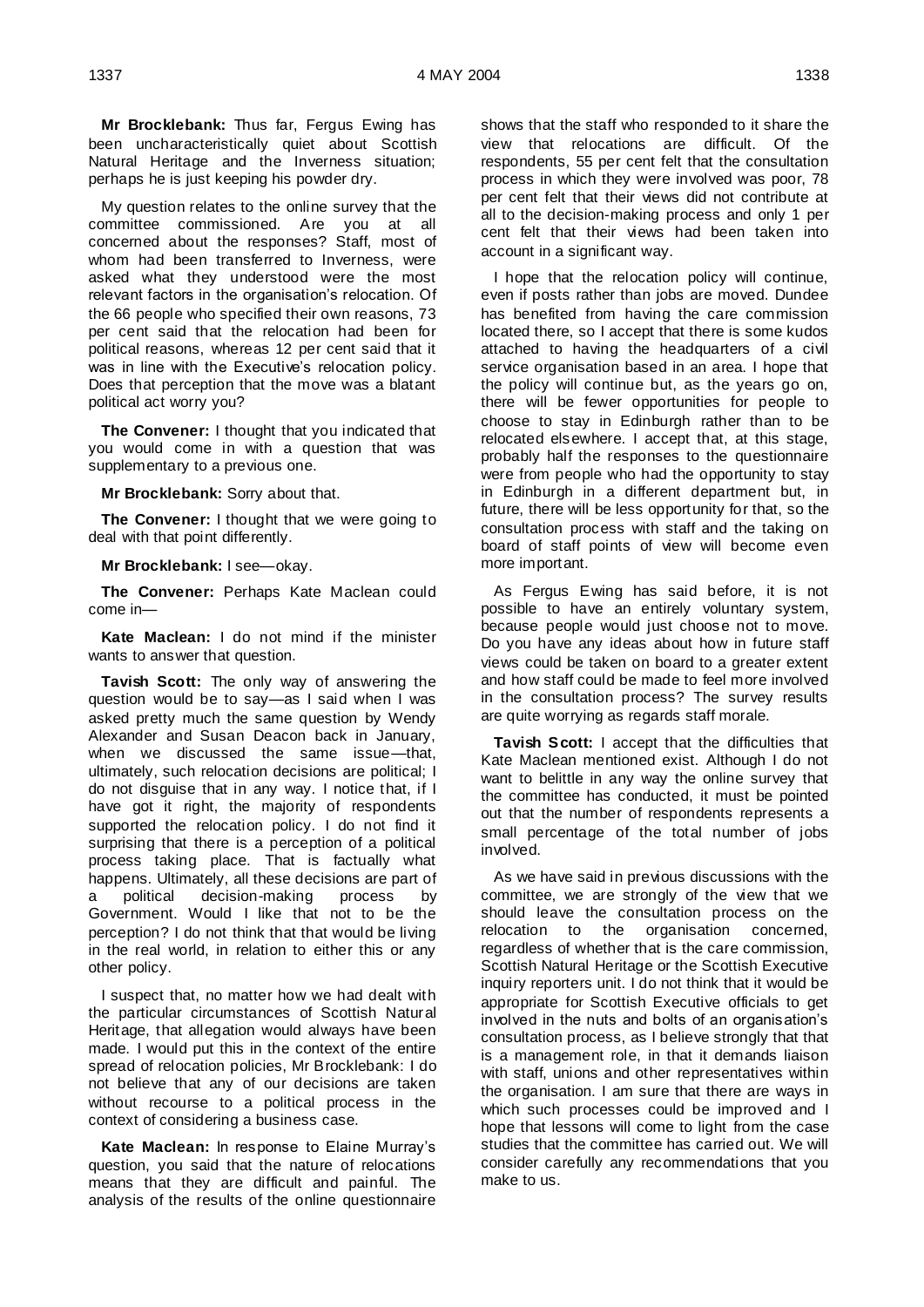**Mr Brocklebank:** Thus far, Fergus Ewing has been uncharacteristically quiet about Scottish Natural Heritage and the Inverness situation; perhaps he is just keeping his powder dry.

My question relates to the online survey that the committee commissioned. Are you at all concerned about the responses? Staff, most of whom had been transferred to Inverness, were asked what they understood were the most relevant factors in the organisation's relocation. Of the 66 people who specified their own reasons, 73 per cent said that the relocation had been for political reasons, whereas 12 per cent said that it was in line with the Executive's relocation policy. Does that perception that the move was a blatant political act worry you?

**The Convener:** I thought that you indicated that you would come in with a question that was supplementary to a previous one.

**Mr Brocklebank:** Sorry about that.

**The Convener:** I thought that we were going to deal with that point differently.

**Mr Brocklebank:** I see—okay.

**The Convener:** Perhaps Kate Maclean could come in—

**Kate Maclean:** I do not mind if the minister wants to answer that question.

**Tavish Scott:** The only way of answering the question would be to say—as I said when I was asked pretty much the same question by Wendy Alexander and Susan Deacon back in January, when we discussed the same issue—that, ultimately, such relocation decisions are political; I do not disguise that in any way. I notice that, if I have got it right, the majority of respondents supported the relocation policy. I do not find it surprising that there is a perception of a political process taking place. That is factually what happens. Ultimately, all these decisions are part of a political decision-making process by Government. Would I like that not to be the perception? I do not think that that would be living in the real world, in relation to either this or any other policy.

I suspect that, no matter how we had dealt with the particular circumstances of Scottish Natural Heritage, that allegation would always have been made. I would put this in the context of the entire spread of relocation policies, Mr Brocklebank: I do not believe that any of our decisions are taken without recourse to a political process in the context of considering a business case.

**Kate Maclean:** In response to Elaine Murray's question, you said that the nature of relocations means that they are difficult and painful. The analysis of the results of the online questionnaire shows that the staff who responded to it share the view that relocations are difficult. Of the respondents, 55 per cent felt that the consultation process in which they were involved was poor, 78 per cent felt that their views did not contribute at all to the decision-making process and only 1 per cent felt that their views had been taken into account in a significant way.

I hope that the relocation policy will continue, even if posts rather than jobs are moved. Dundee has benefited from having the care commission located there, so I accept that there is some kudos attached to having the headquarters of a civil service organisation based in an area. I hope that the policy will continue but, as the years go on, there will be fewer opportunities for people to choose to stay in Edinburgh rather than to be relocated elsewhere. I accept that, at this stage, probably half the responses to the questionnaire were from people who had the opportunity to stay in Edinburgh in a different department but, in future, there will be less opportunity for that, so the consultation process with staff and the taking on board of staff points of view will become even more important.

As Fergus Ewing has said before, it is not possible to have an entirely voluntary system, because people would just choose not to move. Do you have any ideas about how in future staff views could be taken on board to a greater extent and how staff could be made to feel more involved in the consultation process? The survey results are quite worrying as regards staff morale.

**Tavish Scott:** I accept that the difficulties that Kate Maclean mentioned exist. Although I do not want to belittle in any way the online survey that the committee has conducted, it must be pointed out that the number of respondents represents a small percentage of the total number of jobs involved.

As we have said in previous discussions with the committee, we are strongly of the view that we should leave the consultation process on the relocation to the organisation concerned, regardless of whether that is the care commission, Scottish Natural Heritage or the Scottish Executive inquiry reporters unit. I do not think that it would be appropriate for Scottish Executive officials to get involved in the nuts and bolts of an organisation's consultation process, as I believe strongly that that is a management role, in that it demands liaison with staff, unions and other representatives within the organisation. I am sure that there are ways in which such processes could be improved and I hope that lessons will come to light from the case studies that the committee has carried out. We will consider carefully any recommendations that you make to us.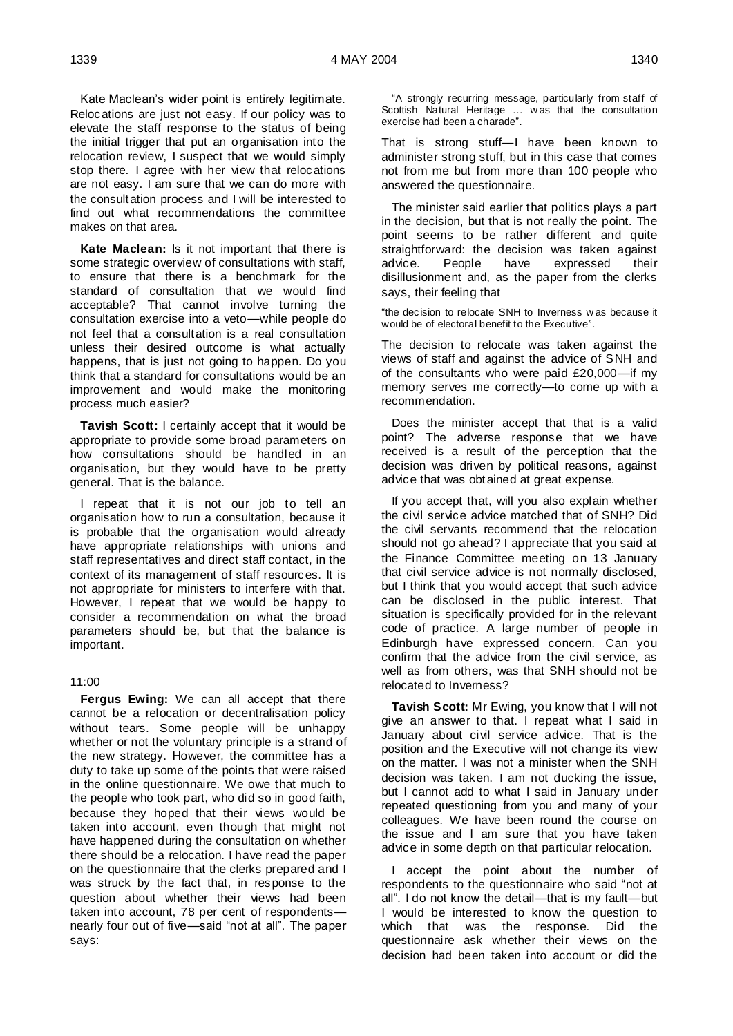Kate Maclean's wider point is entirely legitimate. Relocations are just not easy. If our policy was to elevate the staff response to the status of being the initial trigger that put an organisation into the relocation review, I suspect that we would simply stop there. I agree with her view that relocations are not easy. I am sure that we can do more with the consultation process and I will be interested to find out what recommendations the committee makes on that area.

**Kate Maclean:** Is it not important that there is some strategic overview of consultations with staff, to ensure that there is a benchmark for the standard of consultation that we would find acceptable? That cannot involve turning the consultation exercise into a veto—while people do not feel that a consultation is a real consultation unless their desired outcome is what actually happens, that is just not going to happen. Do you think that a standard for consultations would be an improvement and would make the monitoring process much easier?

**Tavish Scott:** I certainly accept that it would be appropriate to provide some broad parameters on how consultations should be handled in an organisation, but they would have to be pretty general. That is the balance.

I repeat that it is not our job to tell an organisation how to run a consultation, because it is probable that the organisation would already have appropriate relationships with unions and staff representatives and direct staff contact, in the context of its management of staff resources. It is not appropriate for ministers to interfere with that. However, I repeat that we would be happy to consider a recommendation on what the broad parameters should be, but that the balance is important.

11:00

**Fergus Ewing:** We can all accept that there cannot be a relocation or decentralisation policy without tears. Some people will be unhappy whether or not the voluntary principle is a strand of the new strategy. However, the committee has a duty to take up some of the points that were raised in the online questionnaire. We owe that much to the people who took part, who did so in good faith, because they hoped that their views would be taken into account, even though that might not have happened during the consultation on whether there should be a relocation. I have read the paper on the questionnaire that the clerks prepared and I was struck by the fact that, in response to the question about whether their views had been taken into account, 78 per cent of respondents—nearly four out of five—said "not at all". The paper says:

> "A strongly recurring message, particularly from staff of Scottish Natural Heritage … was that the consultation exercise had been a charade".

That is strong stuff—I have been known to administer strong stuff, but in this case that comes not from me but from more than 100 people who answered the questionnaire.

The minister said earlier that politics plays a part in the decision, but that is not really the point. The point seems to be rather different and quite straightforward: the decision was taken against advice. People have expressed their disillusionment and, as the paper from the clerks says, their feeling that

> "the decision to relocate SNH to Inverness was because it would be of electoral benefit to the Executive".

The decision to relocate was taken against the views of staff and against the advice of SNH and of the consultants who were paid £20,000—if my memory serves me correctly—to come up with a recommendation.

Does the minister accept that that is a valid point? The adverse response that we have received is a result of the perception that the decision was driven by political reasons, against advice that was obtained at great expense.

If you accept that, will you also explain whether the civil service advice matched that of SNH? Did the civil servants recommend that the relocation should not go ahead? I appreciate that you said at the Finance Committee meeting on 13 January that civil service advice is not normally disclosed, but I think that you would accept that such advice can be disclosed in the public interest. That situation is specifically provided for in the relevant code of practice. A large number of people in Edinburgh have expressed concern. Can you confirm that the advice from the civil service, as well as from others, was that SNH should not be relocated to Inverness?

**Tavish Scott:** Mr Ewing, you know that I will not give an answer to that. I repeat what I said in January about civil service advice. That is the position and the Executive will not change its view on the matter. I was not a minister when the SNH decision was taken. I am not ducking the issue, but I cannot add to what I said in January under repeated questioning from you and many of your colleagues. We have been round the course on the issue and I am sure that you have taken advice in some depth on that particular relocation.

I accept the point about the number of respondents to the questionnaire who said "not at all". I do not know the detail—that is my fault—but I would be interested to know the question to which that was the response. Did the questionnaire ask whether their views on the decision had been taken into account or did the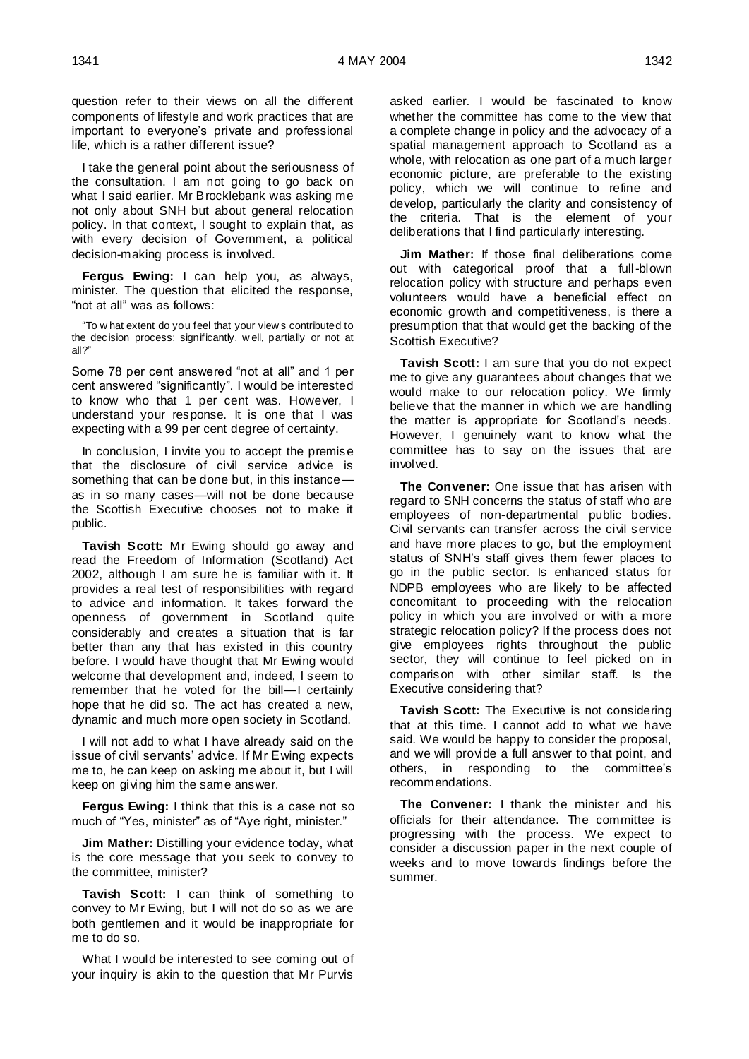question refer to their views on all the different components of lifestyle and work practices that are important to everyone's private and professional life, which is a rather different issue?

I take the general point about the seriousness of the consultation. I am not going to go back on what I said earlier. Mr Brocklebank was asking me not only about SNH but about general relocation policy. In that context, I sought to explain that, as with every decision of Government, a political decision-making process is involved.

**Fergus Ewing:** I can help you, as always, minister. The question that elicited the response, "not at all" was as follows:

> "To what extent do you feel that your views contributed to the decision process: significantly, well, partially or not at all?"

Some 78 per cent answered "not at all" and 1 per cent answered "significantly". I would be interested to know who that 1 per cent was. However, I understand your response. It is one that I was expecting with a 99 per cent degree of certainty.

In conclusion, I invite you to accept the premise that the disclosure of civil service advice is something that can be done but, in this instance—as in so many cases—will not be done because the Scottish Executive chooses not to make it public.

**Tavish Scott:** Mr Ewing should go away and read the Freedom of Information (Scotland) Act 2002, although I am sure he is familiar with it. It provides a real test of responsibilities with regard to advice and information. It takes forward the openness of government in Scotland quite considerably and creates a situation that is far better than any that has existed in this country before. I would have thought that Mr Ewing would welcome that development and, indeed, I seem to remember that he voted for the bill—I certainly hope that he did so. The act has created a new, dynamic and much more open society in Scotland.

I will not add to what I have already said on the issue of civil servants' advice. If Mr Ewing expects me to, he can keep on asking me about it, but I will keep on giving him the same answer.

**Fergus Ewing:** I think that this is a case not so much of "Yes, minister" as of "Aye right, minister."

**Jim Mather:** Distilling your evidence today, what is the core message that you seek to convey to the committee, minister?

**Tavish Scott:** I can think of something to convey to Mr Ewing, but I will not do so as we are both gentlemen and it would be inappropriate for me to do so.

What I would be interested to see coming out of your inquiry is akin to the question that Mr Purvis asked earlier. I would be fascinated to know whether the committee has come to the view that a complete change in policy and the advocacy of a spatial management approach to Scotland as a whole, with relocation as one part of a much larger economic picture, are preferable to the existing policy, which we will continue to refine and develop, particularly the clarity and consistency of the criteria. That is the element of your deliberations that I find particularly interesting.

**Jim Mather:** If those final deliberations come out with categorical proof that a full-blown relocation policy with structure and perhaps even volunteers would have a beneficial effect on economic growth and competitiveness, is there a presumption that that would get the backing of the Scottish Executive?

**Tavish Scott:** I am sure that you do not expect me to give any guarantees about changes that we would make to our relocation policy. We firmly believe that the manner in which we are handling the matter is appropriate for Scotland's needs. However, I genuinely want to know what the committee has to say on the issues that are involved.

**The Convener:** One issue that has arisen with regard to SNH concerns the status of staff who are employees of non-departmental public bodies. Civil servants can transfer across the civil service and have more places to go, but the employment status of SNH's staff gives them fewer places to go in the public sector. Is enhanced status for NDPB employees who are likely to be affected concomitant to proceeding with the relocation policy in which you are involved or with a more strategic relocation policy? If the process does not give employees rights throughout the public sector, they will continue to feel picked on in comparison with other similar staff. Is the Executive considering that?

**Tavish Scott:** The Executive is not considering that at this time. I cannot add to what we have said. We would be happy to consider the proposal, and we will provide a full answer to that point, and others, in responding to the committee's recommendations.

**The Convener:** I thank the minister and his officials for their attendance. The committee is progressing with the process. We expect to consider a discussion paper in the next couple of weeks and to move towards findings before the summer.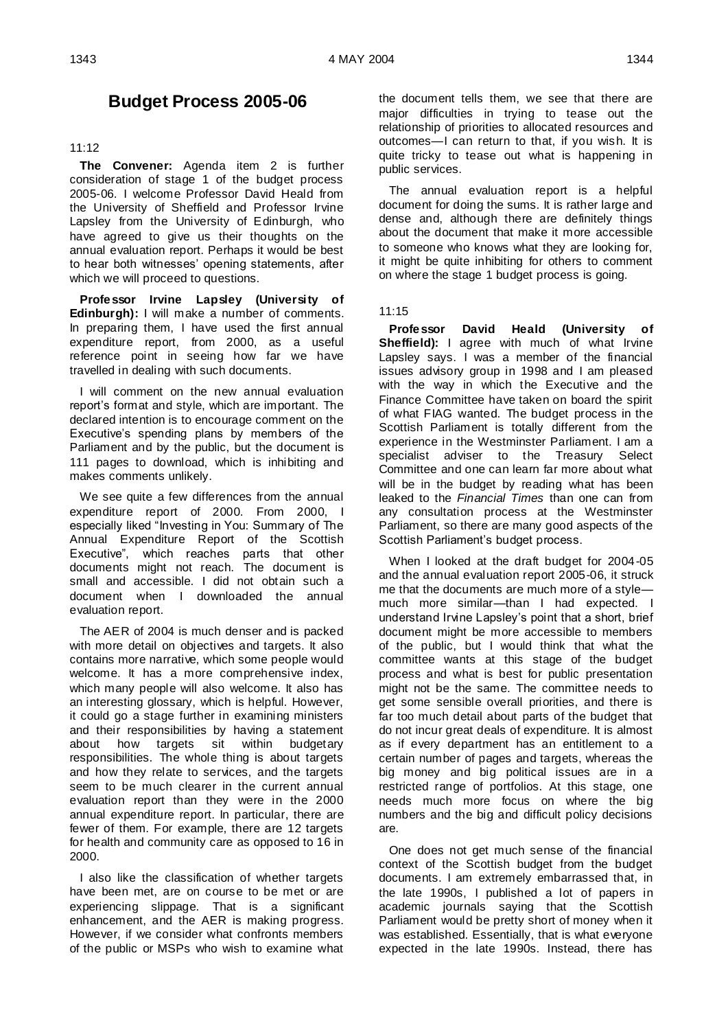## Budget Process 2005-06

11:12

**The Convener:** Agenda item 2 is further consideration of stage 1 of the budget process 2005-06. I welcome Professor David Heald from the University of Sheffield and Professor Irvine Lapsley from the University of Edinburgh, who have agreed to give us their thoughts on the annual evaluation report. Perhaps it would be best to hear both witnesses' opening statements, after which we will proceed to questions.

**Professor Irvine Lapsley (University of Edinburgh):** I will make a number of comments. In preparing them, I have used the first annual expenditure report, from 2000, as a useful reference point in seeing how far we have travelled in dealing with such documents.

I will comment on the new annual evaluation report's format and style, which are important. The declared intention is to encourage comment on the Executive's spending plans by members of the Parliament and by the public, but the document is 111 pages to download, which is inhibiting and makes comments unlikely.

We see quite a few differences from the annual expenditure report of 2000. From 2000, I especially liked "Investing in You: Summary of The Annual Expenditure Report of the Scottish Executive", which reaches parts that other documents might not reach. The document is small and accessible. I did not obtain such a document when I downloaded the annual evaluation report.

The AER of 2004 is much denser and is packed with more detail on objectives and targets. It also contains more narrative, which some people would welcome. It has a more comprehensive index, which many people will also welcome. It also has an interesting glossary, which is helpful. However, it could go a stage further in examining ministers and their responsibilities by having a statement about how targets sit within budgetary responsibilities. The whole thing is about targets and how they relate to services, and the targets seem to be much clearer in the current annual evaluation report than they were in the 2000 annual expenditure report. In particular, there are fewer of them. For example, there are 12 targets for health and community care as opposed to 16 in 2000.

I also like the classification of whether targets have been met, are on course to be met or are experiencing slippage. That is a significant enhancement, and the AER is making progress. However, if we consider what confronts members of the public or MSPs who wish to examine what the document tells them, we see that there are major difficulties in trying to tease out the relationship of priorities to allocated resources and outcomes—I can return to that, if you wish. It is quite tricky to tease out what is happening in public services.

The annual evaluation report is a helpful document for doing the sums. It is rather large and dense and, although there are definitely things about the document that make it more accessible to someone who knows what they are looking for, it might be quite inhibiting for others to comment on where the stage 1 budget process is going.

11:15

**Professor David Heald (University of Sheffield):** I agree with much of what Irvine Lapsley says. I was a member of the financial issues advisory group in 1998 and I am pleased with the way in which the Executive and the Finance Committee have taken on board the spirit of what FIAG wanted. The budget process in the Scottish Parliament is totally different from the experience in the Westminster Parliament. I am a specialist adviser to the Treasury Select Committee and one can learn far more about what will be in the budget by reading what has been leaked to the *Financial Times* than one can from any consultation process at the Westminster Parliament, so there are many good aspects of the Scottish Parliament's budget process.

When I looked at the draft budget for 2004-05 and the annual evaluation report 2005-06, it struck me that the documents are much more of a style—much more similar—than I had expected. I understand Irvine Lapsley's point that a short, brief document might be more accessible to members of the public, but I would think that what the committee wants at this stage of the budget process and what is best for public presentation might not be the same. The committee needs to get some sensible overall priorities, and there is far too much detail about parts of the budget that do not incur great deals of expenditure. It is almost as if every department has an entitlement to a certain number of pages and targets, whereas the big money and big political issues are in a restricted range of portfolios. At this stage, one needs much more focus on where the big numbers and the big and difficult policy decisions are.

One does not get much sense of the financial context of the Scottish budget from the budget documents. I am extremely embarrassed that, in the late 1990s, I published a lot of papers in academic journals saying that the Scottish Parliament would be pretty short of money when it was established. Essentially, that is what everyone expected in the late 1990s. Instead, there has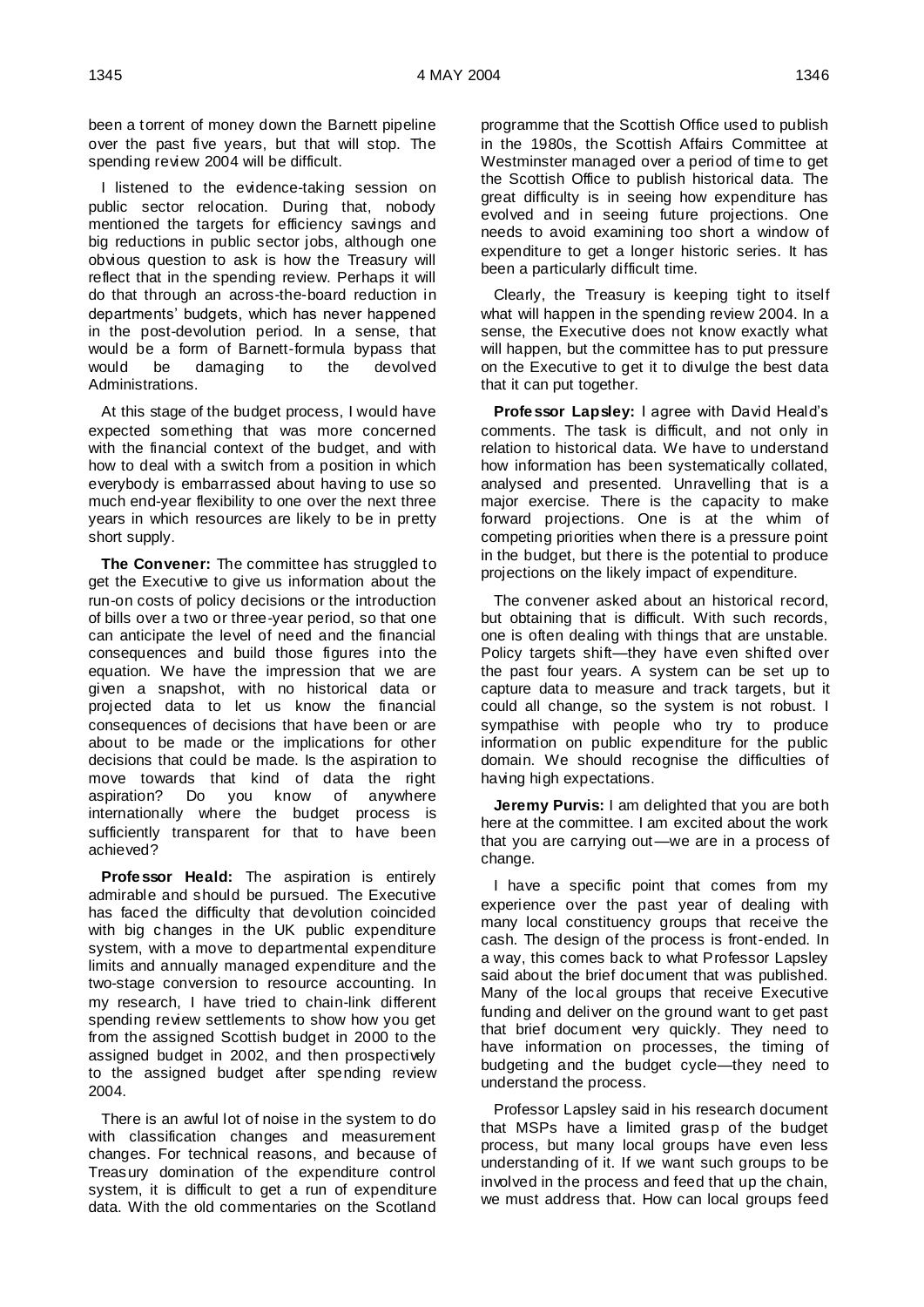been a torrent of money down the Barnett pipeline over the past five years, but that will stop. The spending review 2004 will be difficult.

I listened to the evidence-taking session on public sector relocation. During that, nobody mentioned the targets for efficiency savings and big reductions in public sector jobs, although one obvious question to ask is how the Treasury will reflect that in the spending review. Perhaps it will do that through an across-the-board reduction in departments' budgets, which has never happened in the post-devolution period. In a sense, that would be a form of Barnett-formula bypass that would be damaging to the devolved Administrations.

At this stage of the budget process, I would have expected something that was more concerned with the financial context of the budget, and with how to deal with a switch from a position in which everybody is embarrassed about having to use so much end-year flexibility to one over the next three years in which resources are likely to be in pretty short supply.

**The Convener:** The committee has struggled to get the Executive to give us information about the run-on costs of policy decisions or the introduction of bills over a two or three-year period, so that one can anticipate the level of need and the financial consequences and build those figures into the equation. We have the impression that we are given a snapshot, with no historical data or projected data to let us know the financial consequences of decisions that have been or are about to be made or the implications for other decisions that could be made. Is the aspiration to move towards that kind of data the right aspiration? Do you know of anywhere internationally where the budget process is sufficiently transparent for that to have been achieved?

**Professor Heald:** The aspiration is entirely admirable and should be pursued. The Executive has faced the difficulty that devolution coincided with big changes in the UK public expenditure system, with a move to departmental expenditure limits and annually managed expenditure and the two-stage conversion to resource accounting. In my research, I have tried to chain-link different spending review settlements to show how you get from the assigned Scottish budget in 2000 to the assigned budget in 2002, and then prospectively to the assigned budget after spending review 2004.

There is an awful lot of noise in the system to do with classification changes and measurement changes. For technical reasons, and because of Treasury domination of the expenditure control system, it is difficult to get a run of expenditure data. With the old commentaries on the Scotland programme that the Scottish Office used to publish in the 1980s, the Scottish Affairs Committee at Westminster managed over a period of time to get the Scottish Office to publish historical data. The great difficulty is in seeing how expenditure has evolved and in seeing future projections. One needs to avoid examining too short a window of expenditure to get a longer historic series. It has been a particularly difficult time.

Clearly, the Treasury is keeping tight to itself what will happen in the spending review 2004. In a sense, the Executive does not know exactly what will happen, but the committee has to put pressure on the Executive to get it to divulge the best data that it can put together.

**Professor Lapsley:** I agree with David Heald's comments. The task is difficult, and not only in relation to historical data. We have to understand how information has been systematically collated, analysed and presented. Unravelling that is a major exercise. There is the capacity to make forward projections. One is at the whim of competing priorities when there is a pressure point in the budget, but there is the potential to produce projections on the likely impact of expenditure.

The convener asked about an historical record, but obtaining that is difficult. With such records, one is often dealing with things that are unstable. Policy targets shift—they have even shifted over the past four years. A system can be set up to capture data to measure and track targets, but it could all change, so the system is not robust. I sympathise with people who try to produce information on public expenditure for the public domain. We should recognise the difficulties of having high expectations.

**Jeremy Purvis:** I am delighted that you are both here at the committee. I am excited about the work that you are carrying out—we are in a process of change.

I have a specific point that comes from my experience over the past year of dealing with many local constituency groups that receive the cash. The design of the process is front-ended. In a way, this comes back to what Professor Lapsley said about the brief document that was published. Many of the local groups that receive Executive funding and deliver on the ground want to get past that brief document very quickly. They need to have information on processes, the timing of budgeting and the budget cycle—they need to understand the process.

Professor Lapsley said in his research document that MSPs have a limited grasp of the budget process, but many local groups have even less understanding of it. If we want such groups to be involved in the process and feed that up the chain, we must address that. How can local groups feed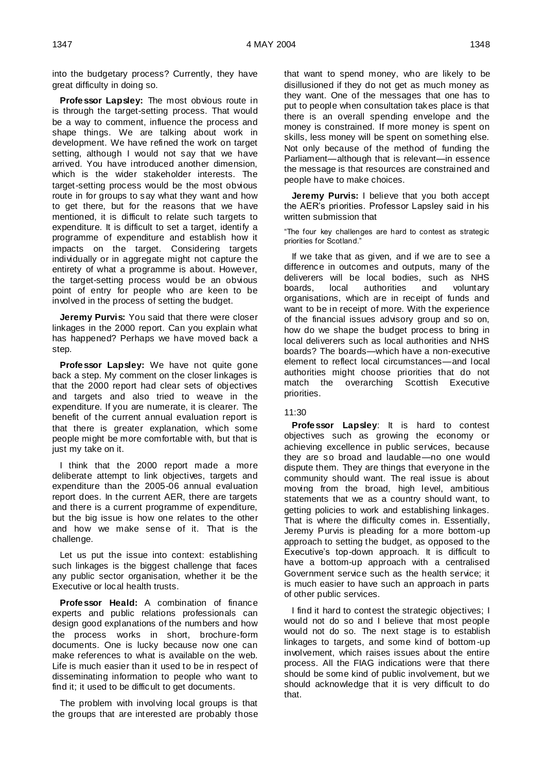into the budgetary process? Currently, they have great difficulty in doing so.

**Professor Lapsley:** The most obvious route in is through the target-setting process. That would be a way to comment, influence the process and shape things. We are talking about work in development. We have refined the work on target setting, although I would not say that we have arrived. You have introduced another dimension, which is the wider stakeholder interests. The target-setting process would be the most obvious route in for groups to say what they want and how to get there, but for the reasons that we have mentioned, it is difficult to relate such targets to expenditure. It is difficult to set a target, identify a programme of expenditure and establish how it impacts on the target. Considering targets individually or in aggregate might not capture the entirety of what a programme is about. However, the target-setting process would be an obvious point of entry for people who are keen to be involved in the process of setting the budget.

**Jeremy Purvis:** You said that there were closer linkages in the 2000 report. Can you explain what has happened? Perhaps we have moved back a step.

**Professor Lapsley:** We have not quite gone back a step. My comment on the closer linkages is that the 2000 report had clear sets of objectives and targets and also tried to weave in the expenditure. If you are numerate, it is clearer. The benefit of the current annual evaluation report is that there is greater explanation, which some people might be more comfortable with, but that is just my take on it.

I think that the 2000 report made a more deliberate attempt to link objectives, targets and expenditure than the 2005-06 annual evaluation report does. In the current AER, there are targets and there is a current programme of expenditure, but the big issue is how one relates to the other and how we make sense of it. That is the challenge.

Let us put the issue into context: establishing such linkages is the biggest challenge that faces any public sector organisation, whether it be the Executive or local health trusts.

**Professor Heald:** A combination of finance experts and public relations professionals can design good explanations of the numbers and how the process works in short, brochure-form documents. One is lucky because now one can make references to what is available on the web. Life is much easier than it used to be in respect of disseminating information to people who want to find it; it used to be difficult to get documents.

The problem with involving local groups is that the groups that are interested are probably those that want to spend money, who are likely to be disillusioned if they do not get as much money as they want. One of the messages that one has to put to people when consultation takes place is that there is an overall spending envelope and the money is constrained. If more money is spent on skills, less money will be spent on something else. Not only because of the method of funding the Parliament—although that is relevant—in essence the message is that resources are constrained and people have to make choices.

**Jeremy Purvis:** I believe that you both accept the AER's priorities. Professor Lapsley said in his written submission that

"The four key challenges are hard to contest as strategic priorities for Scotland."

If we take that as given, and if we are to see a difference in outcomes and outputs, many of the deliverers will be local bodies, such as NHS boards, local authorities and voluntary organisations, which are in receipt of funds and want to be in receipt of more. With the experience of the financial issues advisory group and so on, how do we shape the budget process to bring in local deliverers such as local authorities and NHS boards? The boards—which have a non-executive element to reflect local circumstances—and local authorities might choose priorities that do not match the overarching Scottish Executive priorities.

11:30

**Professor Lapsley**: It is hard to contest objectives such as growing the economy or achieving excellence in public services, because they are so broad and laudable—no one would dispute them. They are things that everyone in the community should want. The real issue is about moving from the broad, high level, ambitious statements that we as a country should want, to getting policies to work and establishing linkages. That is where the difficulty comes in. Essentially, Jeremy Purvis is pleading for a more bottom-up approach to setting the budget, as opposed to the Executive's top-down approach. It is difficult to have a bottom-up approach with a centralised Government service such as the health service; it is much easier to have such an approach in parts of other public services.

I find it hard to contest the strategic objectives; I would not do so and I believe that most people would not do so. The next stage is to establish linkages to targets, and some kind of bottom-up involvement, which raises issues about the entire process. All the FIAG indications were that there should be some kind of public involvement, but we should acknowledge that it is very difficult to do that.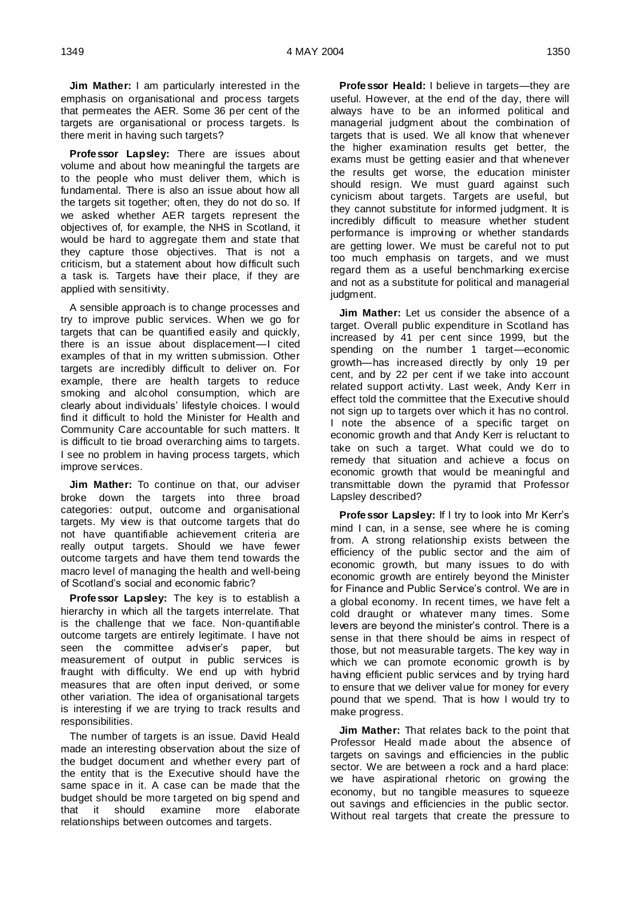**Jim Mather:** I am particularly interested in the emphasis on organisational and process targets that permeates the AER. Some 36 per cent of the targets are organisational or process targets. Is there merit in having such targets?

**Professor Lapsley:** There are issues about volume and about how meaningful the targets are to the people who must deliver them, which is fundamental. There is also an issue about how all the targets sit together; often, they do not do so. If we asked whether AER targets represent the objectives of, for example, the NHS in Scotland, it would be hard to aggregate them and state that they capture those objectives. That is not a criticism, but a statement about how difficult such a task is. Targets have their place, if they are applied with sensitivity.

A sensible approach is to change processes and try to improve public services. When we go for targets that can be quantified easily and quickly, there is an issue about displacement—I cited examples of that in my written submission. Other targets are incredibly difficult to deliver on. For example, there are health targets to reduce smoking and alcohol consumption, which are clearly about individuals' lifestyle choices. I would find it difficult to hold the Minister for Health and Community Care accountable for such matters. It is difficult to tie broad overarching aims to targets. I see no problem in having process targets, which improve services.

**Jim Mather:** To continue on that, our adviser broke down the targets into three broad categories: output, outcome and organisational targets. My view is that outcome targets that do not have quantifiable achievement criteria are really output targets. Should we have fewer outcome targets and have them tend towards the macro level of managing the health and well-being of Scotland's social and economic fabric?

**Professor Lapsley:** The key is to establish a hierarchy in which all the targets interrelate. That is the challenge that we face. Non-quantifiable outcome targets are entirely legitimate. I have not seen the committee adviser's paper, but measurement of output in public services is fraught with difficulty. We end up with hybrid measures that are often input derived, or some other variation. The idea of organisational targets is interesting if we are trying to track results and responsibilities.

The number of targets is an issue. David Heald made an interesting observation about the size of the budget document and whether every part of the entity that is the Executive should have the same space in it. A case can be made that the budget should be more targeted on big spend and that it should examine more elaborate relationships between outcomes and targets.

**Professor Heald:** I believe in targets—they are useful. However, at the end of the day, there will always have to be an informed political and managerial judgment about the combination of targets that is used. We all know that whenever the higher examination results get better, the exams must be getting easier and that whenever the results get worse, the education minister should resign. We must guard against such cynicism about targets. Targets are useful, but they cannot substitute for informed judgment. It is incredibly difficult to measure whether student performance is improving or whether standards are getting lower. We must be careful not to put too much emphasis on targets, and we must regard them as a useful benchmarking exercise and not as a substitute for political and managerial judgment.

**Jim Mather:** Let us consider the absence of a target. Overall public expenditure in Scotland has increased by 41 per cent since 1999, but the spending on the number 1 target—economic growth—has increased directly by only 19 per cent, and by 22 per cent if we take into account related support activity. Last week, Andy Kerr in effect told the committee that the Executive should not sign up to targets over which it has no control. I note the absence of a specific target on economic growth and that Andy Kerr is reluctant to take on such a target. What could we do to remedy that situation and achieve a focus on economic growth that would be meaningful and transmittable down the pyramid that Professor Lapsley described?

**Professor Lapsley:** If I try to look into Mr Kerr's mind I can, in a sense, see where he is coming from. A strong relationship exists between the efficiency of the public sector and the aim of economic growth, but many issues to do with economic growth are entirely beyond the Minister for Finance and Public Service's control. We are in a global economy. In recent times, we have felt a cold draught or whatever many times. Some levers are beyond the minister's control. There is a sense in that there should be aims in respect of those, but not measurable targets. The key way in which we can promote economic growth is by having efficient public services and by trying hard to ensure that we deliver value for money for every pound that we spend. That is how I would try to make progress.

**Jim Mather:** That relates back to the point that Professor Heald made about the absence of targets on savings and efficiencies in the public sector. We are between a rock and a hard place: we have aspirational rhetoric on growing the economy, but no tangible measures to squeeze out savings and efficiencies in the public sector. Without real targets that create the pressure to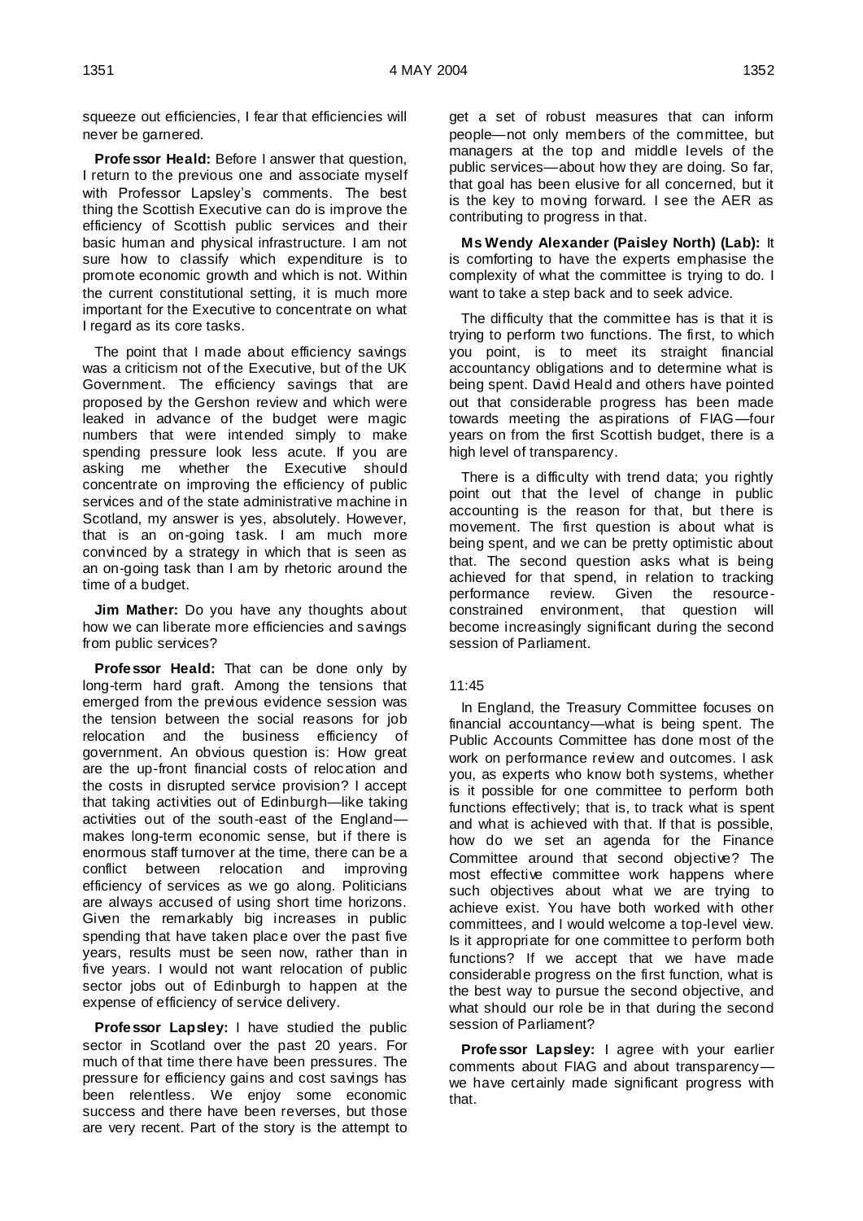squeeze out efficiencies, I fear that efficiencies will never be garnered.

**Professor Heald:** Before I answer that question, I return to the previous one and associate myself with Professor Lapsley's comments. The best thing the Scottish Executive can do is improve the efficiency of Scottish public services and their basic human and physical infrastructure. I am not sure how to classify which expenditure is to promote economic growth and which is not. Within the current constitutional setting, it is much more important for the Executive to concentrate on what I regard as its core tasks.

The point that I made about efficiency savings was a criticism not of the Executive, but of the UK Government. The efficiency savings that are proposed by the Gershon review and which were leaked in advance of the budget were magic numbers that were intended simply to make spending pressure look less acute. If you are asking me whether the Executive should concentrate on improving the efficiency of public services and of the state administrative machine in Scotland, my answer is yes, absolutely. However, that is an on-going task. I am much more convinced by a strategy in which that is seen as an on-going task than I am by rhetoric around the time of a budget.

**Jim Mather:** Do you have any thoughts about how we can liberate more efficiencies and savings from public services?

**Professor Heald:** That can be done only by long-term hard graft. Among the tensions that emerged from the previous evidence session was the tension between the social reasons for job relocation and the business efficiency of government. An obvious question is: How great are the up-front financial costs of relocation and the costs in disrupted service provision? I accept that taking activities out of Edinburgh—like taking activities out of the south-east of the England—makes long-term economic sense, but if there is enormous staff turnover at the time, there can be a conflict between relocation and improving efficiency of services as we go along. Politicians are always accused of using short time horizons. Given the remarkably big increases in public spending that have taken place over the past five years, results must be seen now, rather than in five years. I would not want relocation of public sector jobs out of Edinburgh to happen at the expense of efficiency of service delivery.

**Professor Lapsley:** I have studied the public sector in Scotland over the past 20 years. For much of that time there have been pressures. The pressure for efficiency gains and cost savings has been relentless. We enjoy some economic success and there have been reverses, but those are very recent. Part of the story is the attempt to get a set of robust measures that can inform people—not only members of the committee, but managers at the top and middle levels of the public services—about how they are doing. So far, that goal has been elusive for all concerned, but it is the key to moving forward. I see the AER as contributing to progress in that.

**Ms Wendy Alexander (Paisley North) (Lab):** It is comforting to have the experts emphasise the complexity of what the committee is trying to do. I want to take a step back and to seek advice.

The difficulty that the committee has is that it is trying to perform two functions. The first, to which you point, is to meet its straight financial accountancy obligations and to determine what is being spent. David Heald and others have pointed out that considerable progress has been made towards meeting the aspirations of FIAG—four years on from the first Scottish budget, there is a high level of transparency.

There is a difficulty with trend data; you rightly point out that the level of change in public accounting is the reason for that, but there is movement. The first question is about what is being spent, and we can be pretty optimistic about that. The second question asks what is being achieved for that spend, in relation to tracking performance review. Given the resource-constrained environment, that question will become increasingly significant during the second session of Parliament.

11:45

In England, the Treasury Committee focuses on financial accountancy—what is being spent. The Public Accounts Committee has done most of the work on performance review and outcomes. I ask you, as experts who know both systems, whether is it possible for one committee to perform both functions effectively; that is, to track what is spent and what is achieved with that. If that is possible, how do we set an agenda for the Finance Committee around that second objective? The most effective committee work happens where such objectives about what we are trying to achieve exist. You have both worked with other committees, and I would welcome a top-level view. Is it appropriate for one committee to perform both functions? If we accept that we have made considerable progress on the first function, what is the best way to pursue the second objective, and what should our role be in that during the second session of Parliament?

**Professor Lapsley:** I agree with your earlier comments about FIAG and about transparency—we have certainly made significant progress with that.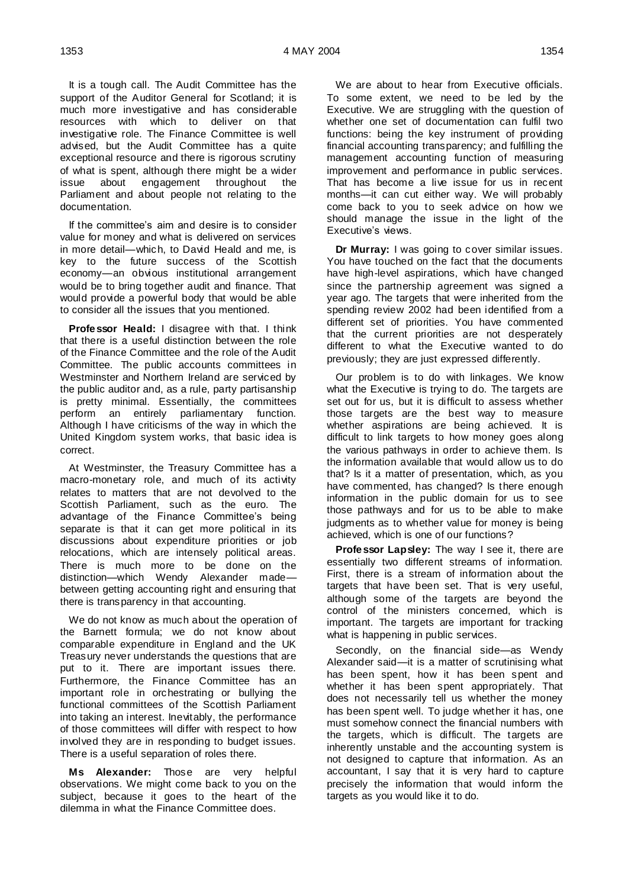It is a tough call. The Audit Committee has the support of the Auditor General for Scotland; it is much more investigative and has considerable resources with which to deliver on that investigative role. The Finance Committee is well advised, but the Audit Committee has a quite exceptional resource and there is rigorous scrutiny of what is spent, although there might be a wider issue about engagement throughout the Parliament and about people not relating to the documentation.

If the committee's aim and desire is to consider value for money and what is delivered on services in more detail—which, to David Heald and me, is key to the future success of the Scottish economy—an obvious institutional arrangement would be to bring together audit and finance. That would provide a powerful body that would be able to consider all the issues that you mentioned.

**Professor Heald:** I disagree with that. I think that there is a useful distinction between the role of the Finance Committee and the role of the Audit Committee. The public accounts committees in Westminster and Northern Ireland are serviced by the public auditor and, as a rule, party partisanship is pretty minimal. Essentially, the committees perform an entirely parliamentary function. Although I have criticisms of the way in which the United Kingdom system works, that basic idea is correct.

At Westminster, the Treasury Committee has a macro-monetary role, and much of its activity relates to matters that are not devolved to the Scottish Parliament, such as the euro. The advantage of the Finance Committee's being separate is that it can get more political in its discussions about expenditure priorities or job relocations, which are intensely political areas. There is much more to be done on the distinction—which Wendy Alexander made—between getting accounting right and ensuring that there is transparency in that accounting.

We do not know as much about the operation of the Barnett formula; we do not know about comparable expenditure in England and the UK Treasury never understands the questions that are put to it. There are important issues there. Furthermore, the Finance Committee has an important role in orchestrating or bullying the functional committees of the Scottish Parliament into taking an interest. Inevitably, the performance of those committees will differ with respect to how involved they are in responding to budget issues. There is a useful separation of roles there.

**Ms Alexander:** Those are very helpful observations. We might come back to you on the subject, because it goes to the heart of the dilemma in what the Finance Committee does.

We are about to hear from Executive officials. To some extent, we need to be led by the Executive. We are struggling with the question of whether one set of documentation can fulfil two functions: being the key instrument of providing financial accounting transparency; and fulfilling the management accounting function of measuring improvement and performance in public services. That has become a live issue for us in recent months—it can cut either way. We will probably come back to you to seek advice on how we should manage the issue in the light of the Executive's views.

**Dr Murray:** I was going to cover similar issues. You have touched on the fact that the documents have high-level aspirations, which have changed since the partnership agreement was signed a year ago. The targets that were inherited from the spending review 2002 had been identified from a different set of priorities. You have commented that the current priorities are not desperately different to what the Executive wanted to do previously; they are just expressed differently.

Our problem is to do with linkages. We know what the Executive is trying to do. The targets are set out for us, but it is difficult to assess whether those targets are the best way to measure whether aspirations are being achieved. It is difficult to link targets to how money goes along the various pathways in order to achieve them. Is the information available that would allow us to do that? Is it a matter of presentation, which, as you have commented, has changed? Is there enough information in the public domain for us to see those pathways and for us to be able to make judgments as to whether value for money is being achieved, which is one of our functions?

**Professor Lapsley:** The way I see it, there are essentially two different streams of information. First, there is a stream of information about the targets that have been set. That is very useful, although some of the targets are beyond the control of the ministers concerned, which is important. The targets are important for tracking what is happening in public services.

Secondly, on the financial side—as Wendy Alexander said—it is a matter of scrutinising what has been spent, how it has been spent and whether it has been spent appropriately. That does not necessarily tell us whether the money has been spent well. To judge whether it has, one must somehow connect the financial numbers with the targets, which is difficult. The targets are inherently unstable and the accounting system is not designed to capture that information. As an accountant, I say that it is very hard to capture precisely the information that would inform the targets as you would like it to do.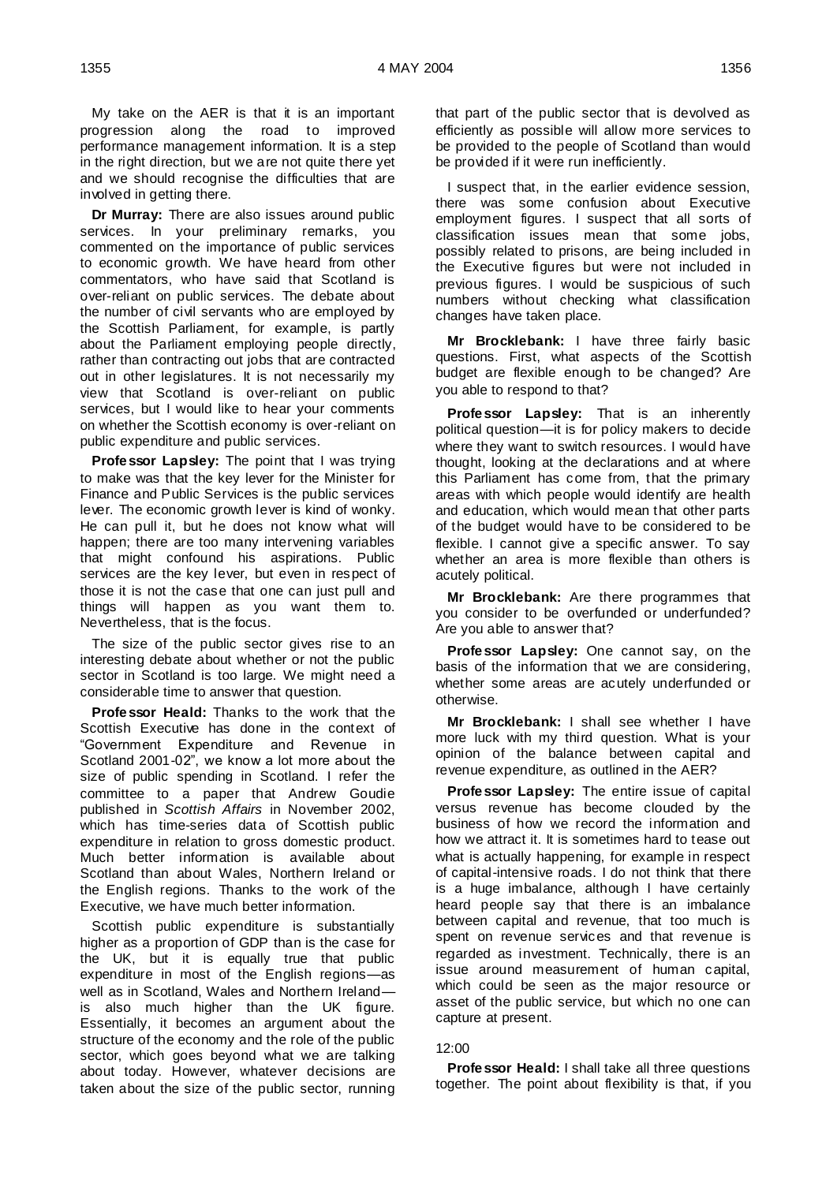My take on the AER is that it is an important progression along the road to improved performance management information. It is a step in the right direction, but we are not quite there yet and we should recognise the difficulties that are involved in getting there.

**Dr Murray:** There are also issues around public services. In your preliminary remarks, you commented on the importance of public services to economic growth. We have heard from other commentators, who have said that Scotland is over-reliant on public services. The debate about the number of civil servants who are employed by the Scottish Parliament, for example, is partly about the Parliament employing people directly, rather than contracting out jobs that are contracted out in other legislatures. It is not necessarily my view that Scotland is over-reliant on public services, but I would like to hear your comments on whether the Scottish economy is over-reliant on public expenditure and public services.

**Professor Lapsley:** The point that I was trying to make was that the key lever for the Minister for Finance and Public Services is the public services lever. The economic growth lever is kind of wonky. He can pull it, but he does not know what will happen; there are too many intervening variables that might confound his aspirations. Public services are the key lever, but even in respect of those it is not the case that one can just pull and things will happen as you want them to. Nevertheless, that is the focus.

The size of the public sector gives rise to an interesting debate about whether or not the public sector in Scotland is too large. We might need a considerable time to answer that question.

**Professor Heald:** Thanks to the work that the Scottish Executive has done in the context of "Government Expenditure and Revenue in Scotland 2001-02", we know a lot more about the size of public spending in Scotland. I refer the committee to a paper that Andrew Goudie published in *Scottish Affairs* in November 2002, which has time-series data of Scottish public expenditure in relation to gross domestic product. Much better information is available about Scotland than about Wales, Northern Ireland or the English regions. Thanks to the work of the Executive, we have much better information.

Scottish public expenditure is substantially higher as a proportion of GDP than is the case for the UK, but it is equally true that public expenditure in most of the English regions—as well as in Scotland, Wales and Northern Ireland—is also much higher than the UK figure. Essentially, it becomes an argument about the structure of the economy and the role of the public sector, which goes beyond what we are talking about today. However, whatever decisions are taken about the size of the public sector, running that part of the public sector that is devolved as efficiently as possible will allow more services to be provided to the people of Scotland than would be provided if it were run inefficiently.

I suspect that, in the earlier evidence session, there was some confusion about Executive employment figures. I suspect that all sorts of classification issues mean that some jobs, possibly related to prisons, are being included in the Executive figures but were not included in previous figures. I would be suspicious of such numbers without checking what classification changes have taken place.

**Mr Brocklebank:** I have three fairly basic questions. First, what aspects of the Scottish budget are flexible enough to be changed? Are you able to respond to that?

**Professor Lapsley:** That is an inherently political question—it is for policy makers to decide where they want to switch resources. I would have thought, looking at the declarations and at where this Parliament has come from, that the primary areas with which people would identify are health and education, which would mean that other parts of the budget would have to be considered to be flexible. I cannot give a specific answer. To say whether an area is more flexible than others is acutely political.

**Mr Brocklebank:** Are there programmes that you consider to be overfunded or underfunded? Are you able to answer that?

**Professor Lapsley:** One cannot say, on the basis of the information that we are considering, whether some areas are acutely underfunded or otherwise.

**Mr Brocklebank:** I shall see whether I have more luck with my third question. What is your opinion of the balance between capital and revenue expenditure, as outlined in the AER?

**Professor Lapsley:** The entire issue of capital versus revenue has become clouded by the business of how we record the information and how we attract it. It is sometimes hard to tease out what is actually happening, for example in respect of capital-intensive roads. I do not think that there is a huge imbalance, although I have certainly heard people say that there is an imbalance between capital and revenue, that too much is spent on revenue services and that revenue is regarded as investment. Technically, there is an issue around measurement of human capital, which could be seen as the major resource or asset of the public service, but which no one can capture at present.

12:00

**Professor Heald:** I shall take all three questions together. The point about flexibility is that, if you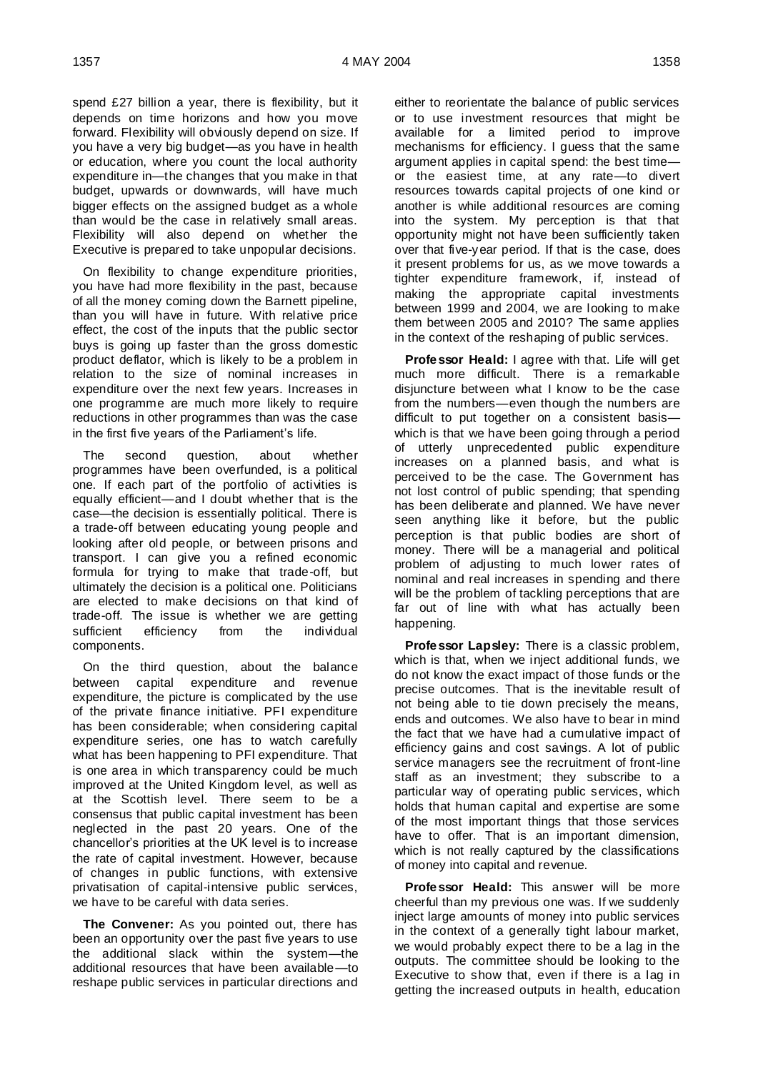spend £27 billion a year, there is flexibility, but it depends on time horizons and how you move forward. Flexibility will obviously depend on size. If you have a very big budget—as you have in health or education, where you count the local authority expenditure in—the changes that you make in that budget, upwards or downwards, will have much bigger effects on the assigned budget as a whole than would be the case in relatively small areas. Flexibility will also depend on whether the Executive is prepared to take unpopular decisions.

On flexibility to change expenditure priorities, you have had more flexibility in the past, because of all the money coming down the Barnett pipeline, than you will have in future. With relative price effect, the cost of the inputs that the public sector buys is going up faster than the gross domestic product deflator, which is likely to be a problem in relation to the size of nominal increases in expenditure over the next few years. Increases in one programme are much more likely to require reductions in other programmes than was the case in the first five years of the Parliament's life.

The second question, about whether programmes have been overfunded, is a political one. If each part of the portfolio of activities is equally efficient—and I doubt whether that is the case—the decision is essentially political. There is a trade-off between educating young people and looking after old people, or between prisons and transport. I can give you a refined economic formula for trying to make that trade-off, but ultimately the decision is a political one. Politicians are elected to make decisions on that kind of trade-off. The issue is whether we are getting sufficient efficiency from the individual components.

On the third question, about the balance between capital expenditure and revenue expenditure, the picture is complicated by the use of the private finance initiative. PFI expenditure has been considerable; when considering capital expenditure series, one has to watch carefully what has been happening to PFI expenditure. That is one area in which transparency could be much improved at the United Kingdom level, as well as at the Scottish level. There seem to be a consensus that public capital investment has been neglected in the past 20 years. One of the chancellor's priorities at the UK level is to increase the rate of capital investment. However, because of changes in public functions, with extensive privatisation of capital-intensive public services, we have to be careful with data series.

**The Convener:** As you pointed out, there has been an opportunity over the past five years to use the additional slack within the system—the additional resources that have been available—to reshape public services in particular directions and either to reorientate the balance of public services or to use investment resources that might be available for a limited period to improve mechanisms for efficiency. I guess that the same argument applies in capital spend: the best time—or the easiest time, at any rate—to divert resources towards capital projects of one kind or another is while additional resources are coming into the system. My perception is that that opportunity might not have been sufficiently taken over that five-year period. If that is the case, does it present problems for us, as we move towards a tighter expenditure framework, if, instead of making the appropriate capital investments between 1999 and 2004, we are looking to make them between 2005 and 2010? The same applies in the context of the reshaping of public services.

**Professor Heald:** I agree with that. Life will get much more difficult. There is a remarkable disjuncture between what I know to be the case from the numbers—even though the numbers are difficult to put together on a consistent basis—which is that we have been going through a period of utterly unprecedented public expenditure increases on a planned basis, and what is perceived to be the case. The Government has not lost control of public spending; that spending has been deliberate and planned. We have never seen anything like it before, but the public perception is that public bodies are short of money. There will be a managerial and political problem of adjusting to much lower rates of nominal and real increases in spending and there will be the problem of tackling perceptions that are far out of line with what has actually been happening.

**Professor Lapsley:** There is a classic problem, which is that, when we inject additional funds, we do not know the exact impact of those funds or the precise outcomes. That is the inevitable result of not being able to tie down precisely the means, ends and outcomes. We also have to bear in mind the fact that we have had a cumulative impact of efficiency gains and cost savings. A lot of public service managers see the recruitment of front-line staff as an investment; they subscribe to a particular way of operating public services, which holds that human capital and expertise are some of the most important things that those services have to offer. That is an important dimension, which is not really captured by the classifications of money into capital and revenue.

**Professor Heald:** This answer will be more cheerful than my previous one was. If we suddenly inject large amounts of money into public services in the context of a generally tight labour market, we would probably expect there to be a lag in the outputs. The committee should be looking to the Executive to show that, even if there is a lag in getting the increased outputs in health, education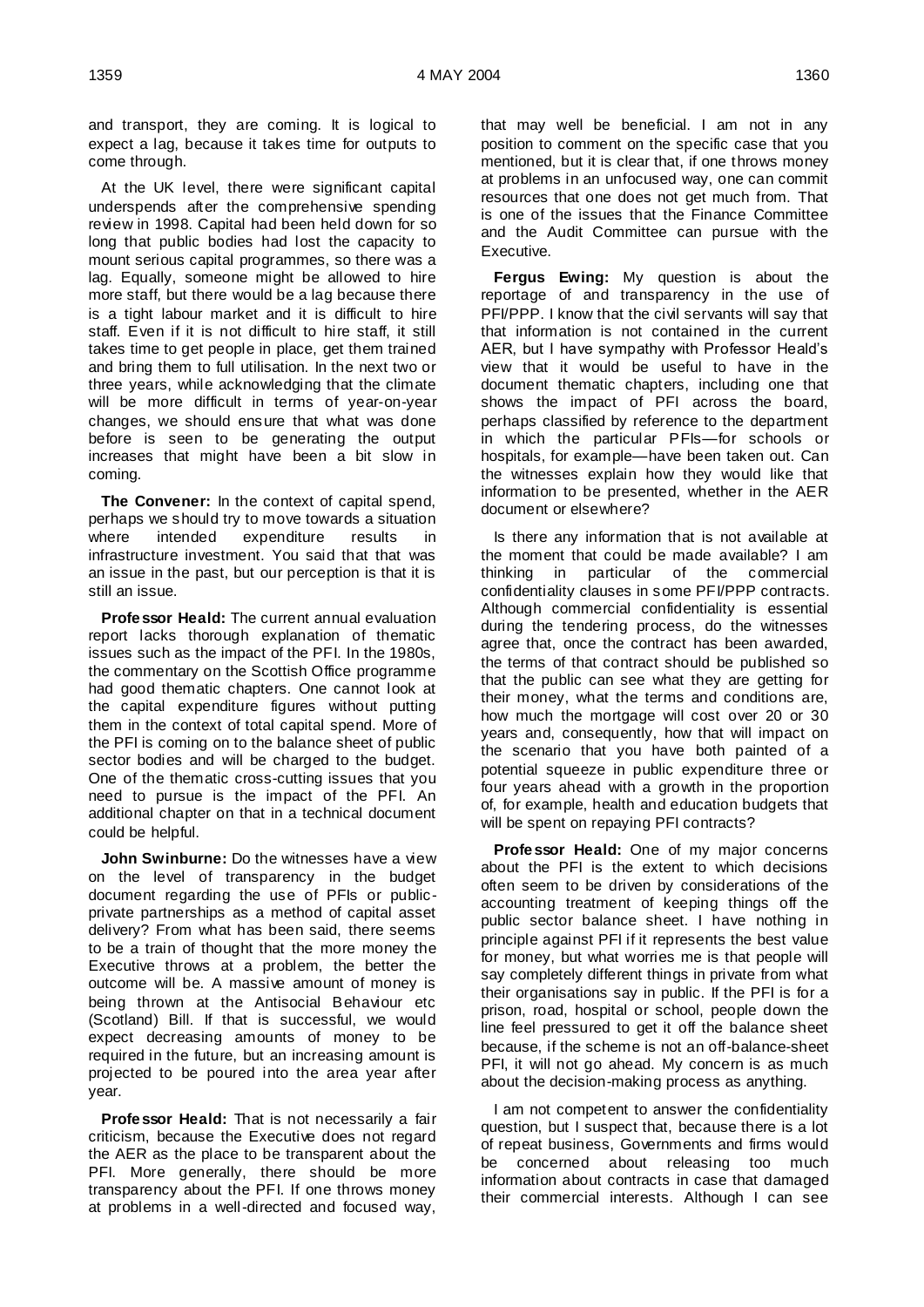and transport, they are coming. It is logical to expect a lag, because it takes time for outputs to come through.

At the UK level, there were significant capital underspends after the comprehensive spending review in 1998. Capital had been held down for so long that public bodies had lost the capacity to mount serious capital programmes, so there was a lag. Equally, someone might be allowed to hire more staff, but there would be a lag because there is a tight labour market and it is difficult to hire staff. Even if it is not difficult to hire staff, it still takes time to get people in place, get them trained and bring them to full utilisation. In the next two or three years, while acknowledging that the climate will be more difficult in terms of year-on-year changes, we should ensure that what was done before is seen to be generating the output increases that might have been a bit slow in coming.

**The Convener:** In the context of capital spend, perhaps we should try to move towards a situation where intended expenditure results in infrastructure investment. You said that that was an issue in the past, but our perception is that it is still an issue.

**Professor Heald:** The current annual evaluation report lacks thorough explanation of thematic issues such as the impact of the PFI. In the 1980s, the commentary on the Scottish Office programme had good thematic chapters. One cannot look at the capital expenditure figures without putting them in the context of total capital spend. More of the PFI is coming on to the balance sheet of public sector bodies and will be charged to the budget. One of the thematic cross-cutting issues that you need to pursue is the impact of the PFI. An additional chapter on that in a technical document could be helpful.

**John Swinburne:** Do the witnesses have a view on the level of transparency in the budget document regarding the use of PFIs or public-private partnerships as a method of capital asset delivery? From what has been said, there seems to be a train of thought that the more money the Executive throws at a problem, the better the outcome will be. A massive amount of money is being thrown at the Antisocial Behaviour etc (Scotland) Bill. If that is successful, we would expect decreasing amounts of money to be required in the future, but an increasing amount is projected to be poured into the area year after year.

**Professor Heald:** That is not necessarily a fair criticism, because the Executive does not regard the AER as the place to be transparent about the PFI. More generally, there should be more transparency about the PFI. If one throws money at problems in a well-directed and focused way, that may well be beneficial. I am not in any position to comment on the specific case that you mentioned, but it is clear that, if one throws money at problems in an unfocused way, one can commit resources that one does not get much from. That is one of the issues that the Finance Committee and the Audit Committee can pursue with the Executive.

**Fergus Ewing:** My question is about the reportage of and transparency in the use of PFI/PPP. I know that the civil servants will say that that information is not contained in the current AER, but I have sympathy with Professor Heald's view that it would be useful to have in the document thematic chapters, including one that shows the impact of PFI across the board, perhaps classified by reference to the department in which the particular PFIs—for schools or hospitals, for example—have been taken out. Can the witnesses explain how they would like that information to be presented, whether in the AER document or elsewhere?

Is there any information that is not available at the moment that could be made available? I am thinking in particular of the commercial confidentiality clauses in some PFI/PPP contracts. Although commercial confidentiality is essential during the tendering process, do the witnesses agree that, once the contract has been awarded, the terms of that contract should be published so that the public can see what they are getting for their money, what the terms and conditions are, how much the mortgage will cost over 20 or 30 years and, consequently, how that will impact on the scenario that you have both painted of a potential squeeze in public expenditure three or four years ahead with a growth in the proportion of, for example, health and education budgets that will be spent on repaying PFI contracts?

**Professor Heald:** One of my major concerns about the PFI is the extent to which decisions often seem to be driven by considerations of the accounting treatment of keeping things off the public sector balance sheet. I have nothing in principle against PFI if it represents the best value for money, but what worries me is that people will say completely different things in private from what their organisations say in public. If the PFI is for a prison, road, hospital or school, people down the line feel pressured to get it off the balance sheet because, if the scheme is not an off-balance-sheet PFI, it will not go ahead. My concern is as much about the decision-making process as anything.

I am not competent to answer the confidentiality question, but I suspect that, because there is a lot of repeat business, Governments and firms would be concerned about releasing too much information about contracts in case that damaged their commercial interests. Although I can see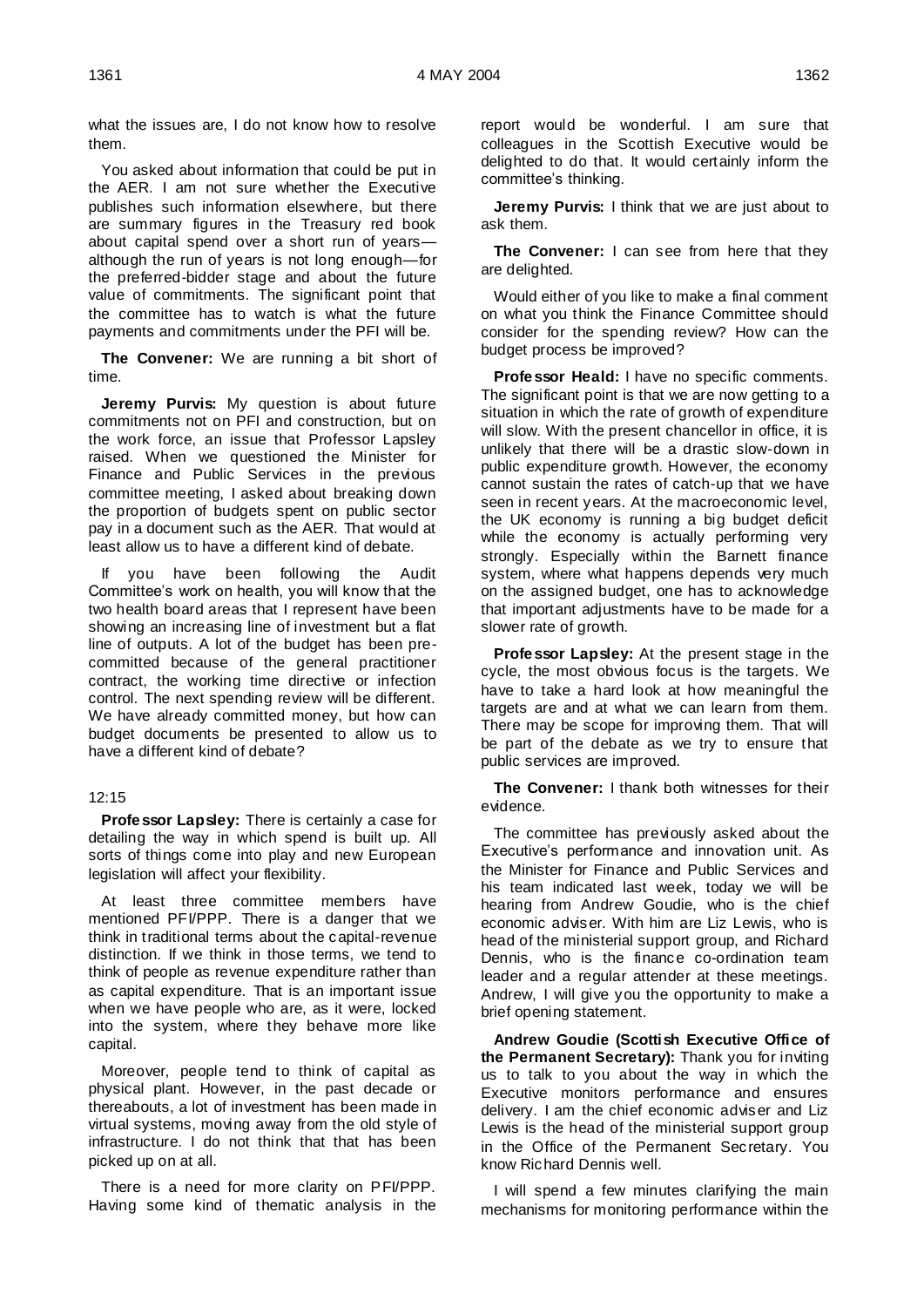what the issues are, I do not know how to resolve them.

You asked about information that could be put in the AER. I am not sure whether the Executive publishes such information elsewhere, but there are summary figures in the Treasury red book about capital spend over a short run of years—although the run of years is not long enough—for the preferred-bidder stage and about the future value of commitments. The significant point that the committee has to watch is what the future payments and commitments under the PFI will be.

**The Convener:** We are running a bit short of time.

**Jeremy Purvis:** My question is about future commitments not on PFI and construction, but on the work force, an issue that Professor Lapsley raised. When we questioned the Minister for Finance and Public Services in the previous committee meeting, I asked about breaking down the proportion of budgets spent on public sector pay in a document such as the AER. That would at least allow us to have a different kind of debate.

If you have been following the Audit Committee's work on health, you will know that the two health board areas that I represent have been showing an increasing line of investment but a flat line of outputs. A lot of the budget has been pre-committed because of the general practitioner contract, the working time directive or infection control. The next spending review will be different. We have already committed money, but how can budget documents be presented to allow us to have a different kind of debate?

12:15

**Professor Lapsley:** There is certainly a case for detailing the way in which spend is built up. All sorts of things come into play and new European legislation will affect your flexibility.

At least three committee members have mentioned PFI/PPP. There is a danger that we think in traditional terms about the capital-revenue distinction. If we think in those terms, we tend to think of people as revenue expenditure rather than as capital expenditure. That is an important issue when we have people who are, as it were, locked into the system, where they behave more like capital.

Moreover, people tend to think of capital as physical plant. However, in the past decade or thereabouts, a lot of investment has been made in virtual systems, moving away from the old style of infrastructure. I do not think that that has been picked up on at all.

There is a need for more clarity on PFI/PPP. Having some kind of thematic analysis in the report would be wonderful. I am sure that colleagues in the Scottish Executive would be delighted to do that. It would certainly inform the committee's thinking.

**Jeremy Purvis:** I think that we are just about to ask them.

**The Convener:** I can see from here that they are delighted.

Would either of you like to make a final comment on what you think the Finance Committee should consider for the spending review? How can the budget process be improved?

**Professor Heald:** I have no specific comments. The significant point is that we are now getting to a situation in which the rate of growth of expenditure will slow. With the present chancellor in office, it is unlikely that there will be a drastic slow-down in public expenditure growth. However, the economy cannot sustain the rates of catch-up that we have seen in recent years. At the macroeconomic level, the UK economy is running a big budget deficit while the economy is actually performing very strongly. Especially within the Barnett finance system, where what happens depends very much on the assigned budget, one has to acknowledge that important adjustments have to be made for a slower rate of growth.

**Professor Lapsley:** At the present stage in the cycle, the most obvious focus is the targets. We have to take a hard look at how meaningful the targets are and at what we can learn from them. There may be scope for improving them. That will be part of the debate as we try to ensure that public services are improved.

**The Convener:** I thank both witnesses for their evidence.

The committee has previously asked about the Executive's performance and innovation unit. As the Minister for Finance and Public Services and his team indicated last week, today we will be hearing from Andrew Goudie, who is the chief economic adviser. With him are Liz Lewis, who is head of the ministerial support group, and Richard Dennis, who is the finance co-ordination team leader and a regular attender at these meetings. Andrew, I will give you the opportunity to make a brief opening statement.

**Andrew Goudie (Scottish Executive Office of the Permanent Secretary):** Thank you for inviting us to talk to you about the way in which the Executive monitors performance and ensures delivery. I am the chief economic adviser and Liz Lewis is the head of the ministerial support group in the Office of the Permanent Secretary. You know Richard Dennis well.

I will spend a few minutes clarifying the main mechanisms for monitoring performance within the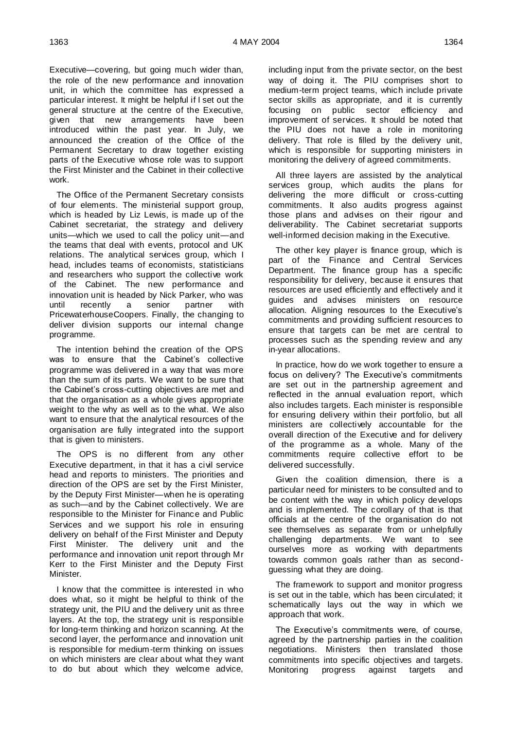Executive—covering, but going much wider than, the role of the new performance and innovation unit, in which the committee has expressed a particular interest. It might be helpful if I set out the general structure at the centre of the Executive, given that new arrangements have been introduced within the past year. In July, we announced the creation of the Office of the Permanent Secretary to draw together existing parts of the Executive whose role was to support the First Minister and the Cabinet in their collective work.

The Office of the Permanent Secretary consists of four elements. The ministerial support group, which is headed by Liz Lewis, is made up of the Cabinet secretariat, the strategy and delivery units—which we used to call the policy unit—and the teams that deal with events, protocol and UK relations. The analytical services group, which I head, includes teams of economists, statisticians and researchers who support the collective work of the Cabinet. The new performance and innovation unit is headed by Nick Parker, who was until recently a senior partner with PricewaterhouseCoopers. Finally, the changing to deliver division supports our internal change programme.

The intention behind the creation of the OPS was to ensure that the Cabinet's collective programme was delivered in a way that was more than the sum of its parts. We want to be sure that the Cabinet's cross-cutting objectives are met and that the organisation as a whole gives appropriate weight to the why as well as to the what. We also want to ensure that the analytical resources of the organisation are fully integrated into the support that is given to ministers.

The OPS is no different from any other Executive department, in that it has a civil service head and reports to ministers. The priorities and direction of the OPS are set by the First Minister, by the Deputy First Minister—when he is operating as such—and by the Cabinet collectively. We are responsible to the Minister for Finance and Public Services and we support his role in ensuring delivery on behalf of the First Minister and Deputy First Minister. The delivery unit and the performance and innovation unit report through Mr Kerr to the First Minister and the Deputy First Minister.

I know that the committee is interested in who does what, so it might be helpful to think of the strategy unit, the PIU and the delivery unit as three layers. At the top, the strategy unit is responsible for long-term thinking and horizon scanning. At the second layer, the performance and innovation unit is responsible for medium-term thinking on issues on which ministers are clear about what they want to do but about which they welcome advice, including input from the private sector, on the best way of doing it. The PIU comprises short to medium-term project teams, which include private sector skills as appropriate, and it is currently focusing on public sector efficiency and improvement of services. It should be noted that the PIU does not have a role in monitoring delivery. That role is filled by the delivery unit, which is responsible for supporting ministers in monitoring the delivery of agreed commitments.

All three layers are assisted by the analytical services group, which audits the plans for delivering the more difficult or cross-cutting commitments. It also audits progress against those plans and advises on their rigour and deliverability. The Cabinet secretariat supports well-informed decision making in the Executive.

The other key player is finance group, which is part of the Finance and Central Services Department. The finance group has a specific responsibility for delivery, because it ensures that resources are used efficiently and effectively and it guides and advises ministers on resource allocation. Aligning resources to the Executive's commitments and providing sufficient resources to ensure that targets can be met are central to processes such as the spending review and any in-year allocations.

In practice, how do we work together to ensure a focus on delivery? The Executive's commitments are set out in the partnership agreement and reflected in the annual evaluation report, which also includes targets. Each minister is responsible for ensuring delivery within their portfolio, but all ministers are collectively accountable for the overall direction of the Executive and for delivery of the programme as a whole. Many of the commitments require collective effort to be delivered successfully.

Given the coalition dimension, there is a particular need for ministers to be consulted and to be content with the way in which policy develops and is implemented. The corollary of that is that officials at the centre of the organisation do not see themselves as separate from or unhelpfully challenging departments. We want to see ourselves more as working with departments towards common goals rather than as second-guessing what they are doing.

The framework to support and monitor progress is set out in the table, which has been circulated; it schematically lays out the way in which we approach that work.

The Executive's commitments were, of course, agreed by the partnership parties in the coalition negotiations. Ministers then translated those commitments into specific objectives and targets. Monitoring progress against targets and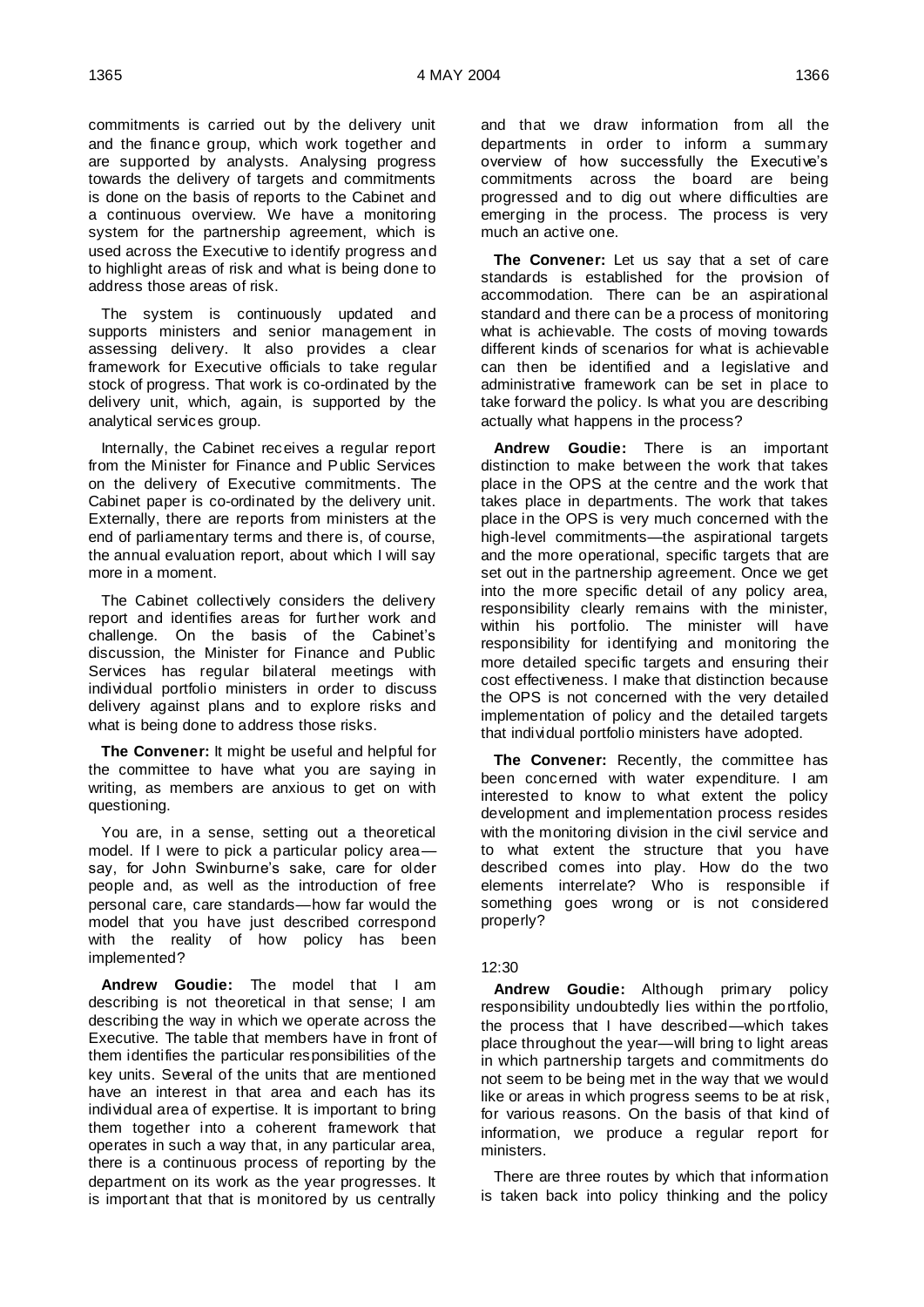commitments is carried out by the delivery unit and the finance group, which work together and are supported by analysts. Analysing progress towards the delivery of targets and commitments is done on the basis of reports to the Cabinet and a continuous overview. We have a monitoring system for the partnership agreement, which is used across the Executive to identify progress and to highlight areas of risk and what is being done to address those areas of risk.

The system is continuously updated and supports ministers and senior management in assessing delivery. It also provides a clear framework for Executive officials to take regular stock of progress. That work is co-ordinated by the delivery unit, which, again, is supported by the analytical services group.

Internally, the Cabinet receives a regular report from the Minister for Finance and Public Services on the delivery of Executive commitments. The Cabinet paper is co-ordinated by the delivery unit. Externally, there are reports from ministers at the end of parliamentary terms and there is, of course, the annual evaluation report, about which I will say more in a moment.

The Cabinet collectively considers the delivery report and identifies areas for further work and challenge. On the basis of the Cabinet's discussion, the Minister for Finance and Public Services has regular bilateral meetings with individual portfolio ministers in order to discuss delivery against plans and to explore risks and what is being done to address those risks.

**The Convener:** It might be useful and helpful for the committee to have what you are saying in writing, as members are anxious to get on with questioning.

You are, in a sense, setting out a theoretical model. If I were to pick a particular policy area—say, for John Swinburne's sake, care for older people and, as well as the introduction of free personal care, care standards—how far would the model that you have just described correspond with the reality of how policy has been implemented?

**Andrew Goudie:** The model that I am describing is not theoretical in that sense; I am describing the way in which we operate across the Executive. The table that members have in front of them identifies the particular responsibilities of the key units. Several of the units that are mentioned have an interest in that area and each has its individual area of expertise. It is important to bring them together into a coherent framework that operates in such a way that, in any particular area, there is a continuous process of reporting by the department on its work as the year progresses. It is important that that is monitored by us centrally and that we draw information from all the departments in order to inform a summary overview of how successfully the Executive's commitments across the board are being progressed and to dig out where difficulties are emerging in the process. The process is very much an active one.

**The Convener:** Let us say that a set of care standards is established for the provision of accommodation. There can be an aspirational standard and there can be a process of monitoring what is achievable. The costs of moving towards different kinds of scenarios for what is achievable can then be identified and a legislative and administrative framework can be set in place to take forward the policy. Is what you are describing actually what happens in the process?

**Andrew Goudie:** There is an important distinction to make between the work that takes place in the OPS at the centre and the work that takes place in departments. The work that takes place in the OPS is very much concerned with the high-level commitments—the aspirational targets and the more operational, specific targets that are set out in the partnership agreement. Once we get into the more specific detail of any policy area, responsibility clearly remains with the minister, within his portfolio. The minister will have responsibility for identifying and monitoring the more detailed specific targets and ensuring their cost effectiveness. I make that distinction because the OPS is not concerned with the very detailed implementation of policy and the detailed targets that individual portfolio ministers have adopted.

**The Convener:** Recently, the committee has been concerned with water expenditure. I am interested to know to what extent the policy development and implementation process resides with the monitoring division in the civil service and to what extent the structure that you have described comes into play. How do the two elements interrelate? Who is responsible if something goes wrong or is not considered properly?

12:30

**Andrew Goudie:** Although primary policy responsibility undoubtedly lies within the portfolio, the process that I have described—which takes place throughout the year—will bring to light areas in which partnership targets and commitments do not seem to be being met in the way that we would like or areas in which progress seems to be at risk, for various reasons. On the basis of that kind of information, we produce a regular report for ministers.

There are three routes by which that information is taken back into policy thinking and the policy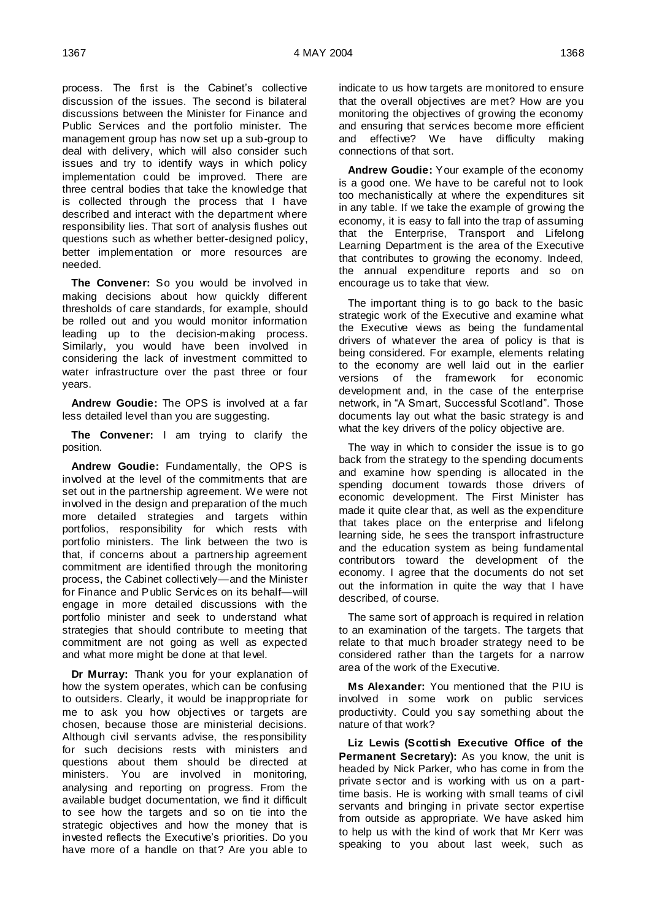process. The first is the Cabinet's collective discussion of the issues. The second is bilateral discussions between the Minister for Finance and Public Services and the portfolio minister. The management group has now set up a sub-group to deal with delivery, which will also consider such issues and try to identify ways in which policy implementation could be improved. There are three central bodies that take the knowledge that is collected through the process that I have described and interact with the department where responsibility lies. That sort of analysis flushes out questions such as whether better-designed policy, better implementation or more resources are needed.

**The Convener:** So you would be involved in making decisions about how quickly different thresholds of care standards, for example, should be rolled out and you would monitor information leading up to the decision-making process. Similarly, you would have been involved in considering the lack of investment committed to water infrastructure over the past three or four years.

**Andrew Goudie:** The OPS is involved at a far less detailed level than you are suggesting.

**The Convener:** I am trying to clarify the position.

**Andrew Goudie:** Fundamentally, the OPS is involved at the level of the commitments that are set out in the partnership agreement. We were not involved in the design and preparation of the much more detailed strategies and targets within portfolios, responsibility for which rests with portfolio ministers. The link between the two is that, if concerns about a partnership agreement commitment are identified through the monitoring process, the Cabinet collectively—and the Minister for Finance and Public Services on its behalf—will engage in more detailed discussions with the portfolio minister and seek to understand what strategies that should contribute to meeting that commitment are not going as well as expected and what more might be done at that level.

**Dr Murray:** Thank you for your explanation of how the system operates, which can be confusing to outsiders. Clearly, it would be inappropriate for me to ask you how objectives or targets are chosen, because those are ministerial decisions. Although civil servants advise, the responsibility for such decisions rests with ministers and questions about them should be directed at ministers. You are involved in monitoring, analysing and reporting on progress. From the available budget documentation, we find it difficult to see how the targets and so on tie into the strategic objectives and how the money that is invested reflects the Executive's priorities. Do you have more of a handle on that? Are you able to indicate to us how targets are monitored to ensure that the overall objectives are met? How are you monitoring the objectives of growing the economy and ensuring that services become more efficient and effective? We have difficulty making connections of that sort.

**Andrew Goudie:** Your example of the economy is a good one. We have to be careful not to look too mechanistically at where the expenditures sit in any table. If we take the example of growing the economy, it is easy to fall into the trap of assuming that the Enterprise, Transport and Lifelong Learning Department is the area of the Executive that contributes to growing the economy. Indeed, the annual expenditure reports and so on encourage us to take that view.

The important thing is to go back to the basic strategic work of the Executive and examine what the Executive views as being the fundamental drivers of whatever the area of policy is that is being considered. For example, elements relating to the economy are well laid out in the earlier versions of the framework for economic development and, in the case of the enterprise network, in "A Smart, Successful Scotland". Those documents lay out what the basic strategy is and what the key drivers of the policy objective are.

The way in which to consider the issue is to go back from the strategy to the spending documents and examine how spending is allocated in the spending document towards those drivers of economic development. The First Minister has made it quite clear that, as well as the expenditure that takes place on the enterprise and lifelong learning side, he sees the transport infrastructure and the education system as being fundamental contributors toward the development of the economy. I agree that the documents do not set out the information in quite the way that I have described, of course.

The same sort of approach is required in relation to an examination of the targets. The targets that relate to that much broader strategy need to be considered rather than the targets for a narrow area of the work of the Executive.

**Ms Alexander:** You mentioned that the PIU is involved in some work on public services productivity. Could you say something about the nature of that work?

**Liz Lewis (Scottish Executive Office of the Permanent Secretary):** As you know, the unit is headed by Nick Parker, who has come in from the private sector and is working with us on a part-time basis. He is working with small teams of civil servants and bringing in private sector expertise from outside as appropriate. We have asked him to help us with the kind of work that Mr Kerr was speaking to you about last week, such as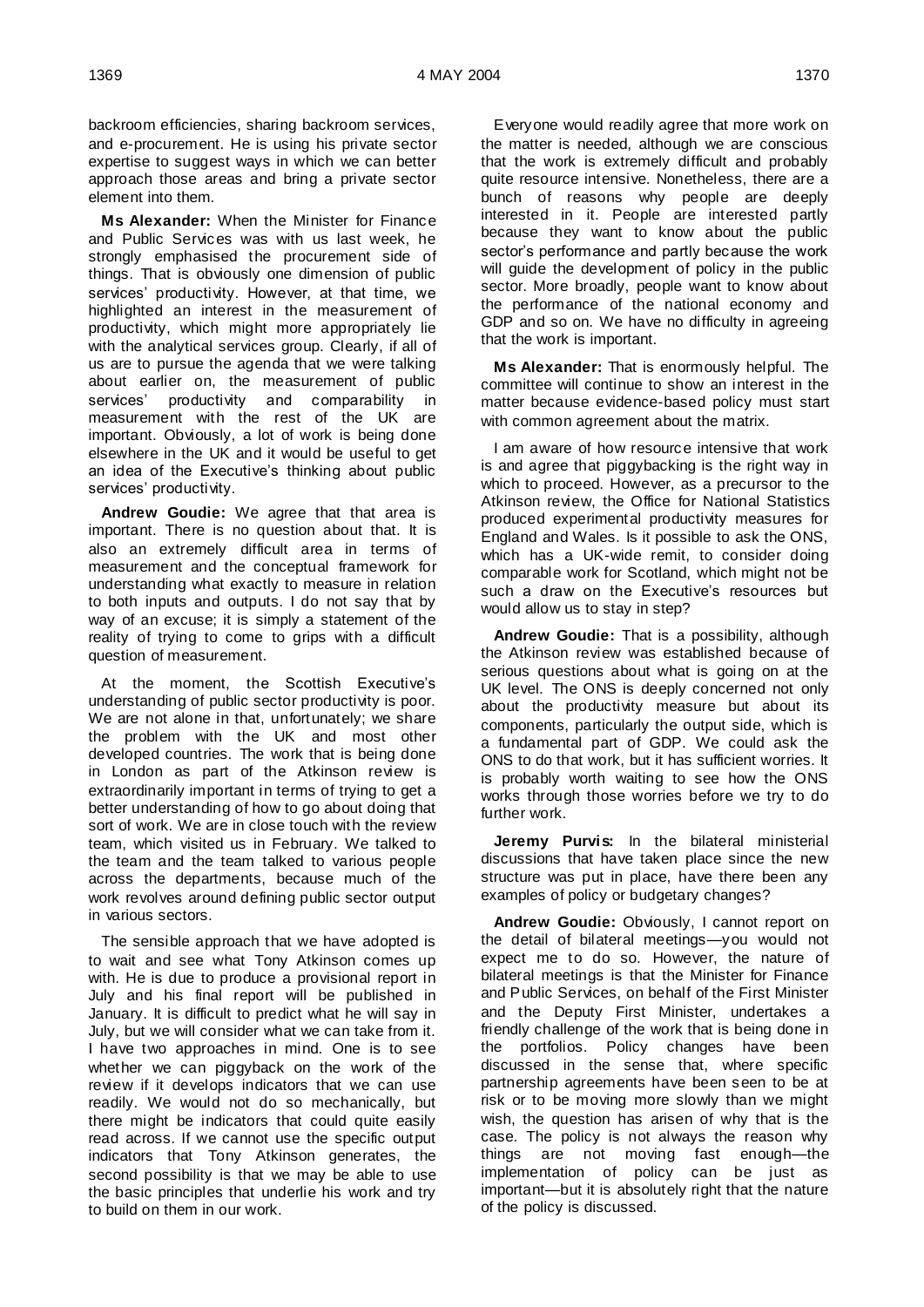backroom efficiencies, sharing backroom services, and e-procurement. He is using his private sector expertise to suggest ways in which we can better approach those areas and bring a private sector element into them.

**Ms Alexander:** When the Minister for Finance and Public Services was with us last week, he strongly emphasised the procurement side of things. That is obviously one dimension of public services' productivity. However, at that time, we highlighted an interest in the measurement of productivity, which might more appropriately lie with the analytical services group. Clearly, if all of us are to pursue the agenda that we were talking about earlier on, the measurement of public services' productivity and comparability in measurement with the rest of the UK are important. Obviously, a lot of work is being done elsewhere in the UK and it would be useful to get an idea of the Executive's thinking about public services' productivity.

**Andrew Goudie:** We agree that that area is important. There is no question about that. It is also an extremely difficult area in terms of measurement and the conceptual framework for understanding what exactly to measure in relation to both inputs and outputs. I do not say that by way of an excuse; it is simply a statement of the reality of trying to come to grips with a difficult question of measurement.

At the moment, the Scottish Executive's understanding of public sector productivity is poor. We are not alone in that, unfortunately; we share the problem with the UK and most other developed countries. The work that is being done in London as part of the Atkinson review is extraordinarily important in terms of trying to get a better understanding of how to go about doing that sort of work. We are in close touch with the review team, which visited us in February. We talked to the team and the team talked to various people across the departments, because much of the work revolves around defining public sector output in various sectors.

The sensible approach that we have adopted is to wait and see what Tony Atkinson comes up with. He is due to produce a provisional report in July and his final report will be published in January. It is difficult to predict what he will say in July, but we will consider what we can take from it. I have two approaches in mind. One is to see whether we can piggyback on the work of the review if it develops indicators that we can use readily. We would not do so mechanically, but there might be indicators that could quite easily read across. If we cannot use the specific output indicators that Tony Atkinson generates, the second possibility is that we may be able to use the basic principles that underlie his work and try to build on them in our work.

Everyone would readily agree that more work on the matter is needed, although we are conscious that the work is extremely difficult and probably quite resource intensive. Nonetheless, there are a bunch of reasons why people are deeply interested in it. People are interested partly because they want to know about the public sector's performance and partly because the work will guide the development of policy in the public sector. More broadly, people want to know about the performance of the national economy and GDP and so on. We have no difficulty in agreeing that the work is important.

**Ms Alexander:** That is enormously helpful. The committee will continue to show an interest in the matter because evidence-based policy must start with common agreement about the matrix.

I am aware of how resource intensive that work is and agree that piggybacking is the right way in which to proceed. However, as a precursor to the Atkinson review, the Office for National Statistics produced experimental productivity measures for England and Wales. Is it possible to ask the ONS, which has a UK-wide remit, to consider doing comparable work for Scotland, which might not be such a draw on the Executive's resources but would allow us to stay in step?

**Andrew Goudie:** That is a possibility, although the Atkinson review was established because of serious questions about what is going on at the UK level. The ONS is deeply concerned not only about the productivity measure but about its components, particularly the output side, which is a fundamental part of GDP. We could ask the ONS to do that work, but it has sufficient worries. It is probably worth waiting to see how the ONS works through those worries before we try to do further work.

**Jeremy Purvis:** In the bilateral ministerial discussions that have taken place since the new structure was put in place, have there been any examples of policy or budgetary changes?

**Andrew Goudie:** Obviously, I cannot report on the detail of bilateral meetings—you would not expect me to do so. However, the nature of bilateral meetings is that the Minister for Finance and Public Services, on behalf of the First Minister and the Deputy First Minister, undertakes a friendly challenge of the work that is being done in the portfolios. Policy changes have been discussed in the sense that, where specific partnership agreements have been seen to be at risk or to be moving more slowly than we might wish, the question has arisen of why that is the case. The policy is not always the reason why things are not moving fast enough—the implementation of policy can be just as important—but it is absolutely right that the nature of the policy is discussed.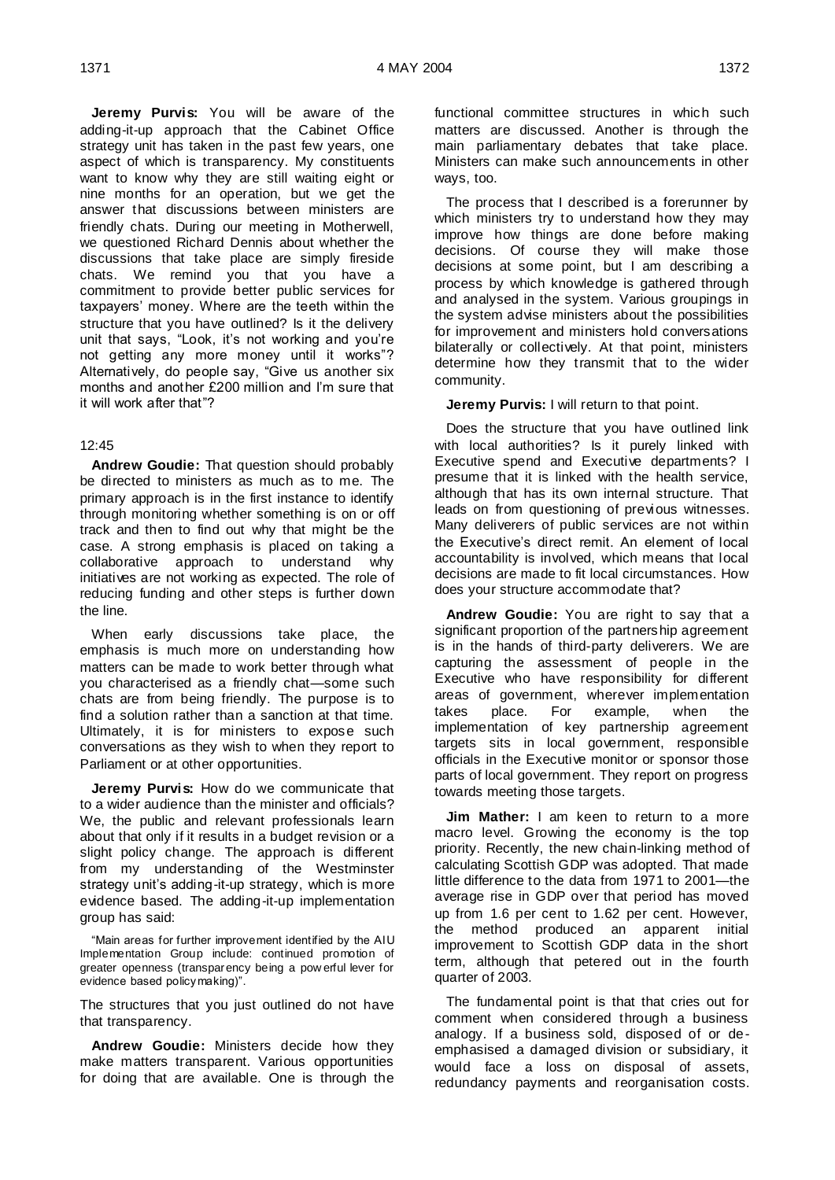**Jeremy Purvis:** You will be aware of the adding-it-up approach that the Cabinet Office strategy unit has taken in the past few years, one aspect of which is transparency. My constituents want to know why they are still waiting eight or nine months for an operation, but we get the answer that discussions between ministers are friendly chats. During our meeting in Motherwell, we questioned Richard Dennis about whether the discussions that take place are simply fireside chats. We remind you that you have a commitment to provide better public services for taxpayers' money. Where are the teeth within the structure that you have outlined? Is it the delivery unit that says, "Look, it's not working and you're not getting any more money until it works"? Alternatively, do people say, "Give us another six months and another £200 million and I'm sure that it will work after that"?

12:45

**Andrew Goudie:** That question should probably be directed to ministers as much as to me. The primary approach is in the first instance to identify through monitoring whether something is on or off track and then to find out why that might be the case. A strong emphasis is placed on taking a collaborative approach to understand why initiatives are not working as expected. The role of reducing funding and other steps is further down the line.

When early discussions take place, the emphasis is much more on understanding how matters can be made to work better through what you characterised as a friendly chat—some such chats are from being friendly. The purpose is to find a solution rather than a sanction at that time. Ultimately, it is for ministers to expose such conversations as they wish to when they report to Parliament or at other opportunities.

**Jeremy Purvis:** How do we communicate that to a wider audience than the minister and officials? We, the public and relevant professionals learn about that only if it results in a budget revision or a slight policy change. The approach is different from my understanding of the Westminster strategy unit's adding-it-up strategy, which is more evidence based. The adding-it-up implementation group has said:

> "Main areas for further improvement identified by the AIU Implementation Group include: continued promotion of greater openness (transparency being a powerful lever for evidence based policymaking)".

The structures that you just outlined do not have that transparency.

**Andrew Goudie:** Ministers decide how they make matters transparent. Various opportunities for doing that are available. One is through the functional committee structures in which such matters are discussed. Another is through the main parliamentary debates that take place. Ministers can make such announcements in other ways, too.

The process that I described is a forerunner by which ministers try to understand how they may improve how things are done before making decisions. Of course they will make those decisions at some point, but I am describing a process by which knowledge is gathered through and analysed in the system. Various groupings in the system advise ministers about the possibilities for improvement and ministers hold conversations bilaterally or collectively. At that point, ministers determine how they transmit that to the wider community.

**Jeremy Purvis:** I will return to that point.

Does the structure that you have outlined link with local authorities? Is it purely linked with Executive spend and Executive departments? I presume that it is linked with the health service, although that has its own internal structure. That leads on from questioning of previous witnesses. Many deliverers of public services are not within the Executive's direct remit. An element of local accountability is involved, which means that local decisions are made to fit local circumstances. How does your structure accommodate that?

**Andrew Goudie:** You are right to say that a significant proportion of the partnership agreement is in the hands of third-party deliverers. We are capturing the assessment of people in the Executive who have responsibility for different areas of government, wherever implementation takes place. For example, when the implementation of key partnership agreement targets sits in local government, responsible officials in the Executive monitor or sponsor those parts of local government. They report on progress towards meeting those targets.

**Jim Mather:** I am keen to return to a more macro level. Growing the economy is the top priority. Recently, the new chain-linking method of calculating Scottish GDP was adopted. That made little difference to the data from 1971 to 2001—the average rise in GDP over that period has moved up from 1.6 per cent to 1.62 per cent. However, the method produced an apparent initial improvement to Scottish GDP data in the short term, although that petered out in the fourth quarter of 2003.

The fundamental point is that that cries out for comment when considered through a business analogy. If a business sold, disposed of or de-emphasised a damaged division or subsidiary, it would face a loss on disposal of assets, redundancy payments and reorganisation costs.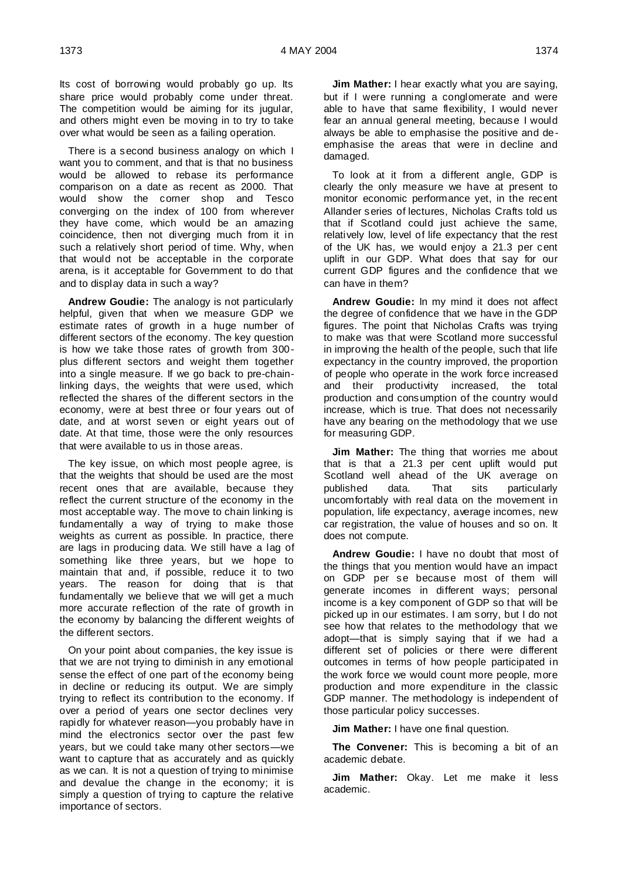Its cost of borrowing would probably go up. Its share price would probably come under threat. The competition would be aiming for its jugular, and others might even be moving in to try to take over what would be seen as a failing operation.

There is a second business analogy on which I want you to comment, and that is that no business would be allowed to rebase its performance comparison on a date as recent as 2000. That would show the corner shop and Tesco converging on the index of 100 from wherever they have come, which would be an amazing coincidence, then not diverging much from it in such a relatively short period of time. Why, when that would not be acceptable in the corporate arena, is it acceptable for Government to do that and to display data in such a way?

**Andrew Goudie:** The analogy is not particularly helpful, given that when we measure GDP we estimate rates of growth in a huge number of different sectors of the economy. The key question is how we take those rates of growth from 300-plus different sectors and weight them together into a single measure. If we go back to pre-chain-linking days, the weights that were used, which reflected the shares of the different sectors in the economy, were at best three or four years out of date, and at worst seven or eight years out of date. At that time, those were the only resources that were available to us in those areas.

The key issue, on which most people agree, is that the weights that should be used are the most recent ones that are available, because they reflect the current structure of the economy in the most acceptable way. The move to chain linking is fundamentally a way of trying to make those weights as current as possible. In practice, there are lags in producing data. We still have a lag of something like three years, but we hope to maintain that and, if possible, reduce it to two years. The reason for doing that is that fundamentally we believe that we will get a much more accurate reflection of the rate of growth in the economy by balancing the different weights of the different sectors.

On your point about companies, the key issue is that we are not trying to diminish in any emotional sense the effect of one part of the economy being in decline or reducing its output. We are simply trying to reflect its contribution to the economy. If over a period of years one sector declines very rapidly for whatever reason—you probably have in mind the electronics sector over the past few years, but we could take many other sectors—we want to capture that as accurately and as quickly as we can. It is not a question of trying to minimise and devalue the change in the economy; it is simply a question of trying to capture the relative importance of sectors.

**Jim Mather:** I hear exactly what you are saying, but if I were running a conglomerate and were able to have that same flexibility, I would never fear an annual general meeting, because I would always be able to emphasise the positive and de-emphasise the areas that were in decline and damaged.

To look at it from a different angle, GDP is clearly the only measure we have at present to monitor economic performance yet, in the recent Allander series of lectures, Nicholas Crafts told us that if Scotland could just achieve the same, relatively low, level of life expectancy that the rest of the UK has, we would enjoy a 21.3 per cent uplift in our GDP. What does that say for our current GDP figures and the confidence that we can have in them?

**Andrew Goudie:** In my mind it does not affect the degree of confidence that we have in the GDP figures. The point that Nicholas Crafts was trying to make was that were Scotland more successful in improving the health of the people, such that life expectancy in the country improved, the proportion of people who operate in the work force increased and their productivity increased, the total production and consumption of the country would increase, which is true. That does not necessarily have any bearing on the methodology that we use for measuring GDP.

**Jim Mather:** The thing that worries me about that is that a 21.3 per cent uplift would put Scotland well ahead of the UK average on published data. That sits particularly uncomfortably with real data on the movement in population, life expectancy, average incomes, new car registration, the value of houses and so on. It does not compute.

**Andrew Goudie:** I have no doubt that most of the things that you mention would have an impact on GDP per se because most of them will generate incomes in different ways; personal income is a key component of GDP so that will be picked up in our estimates. I am sorry, but I do not see how that relates to the methodology that we adopt—that is simply saying that if we had a different set of policies or there were different outcomes in terms of how people participated in the work force we would count more people, more production and more expenditure in the classic GDP manner. The methodology is independent of those particular policy successes.

**Jim Mather:** I have one final question.

**The Convener:** This is becoming a bit of an academic debate.

**Jim Mather:** Okay. Let me make it less academic.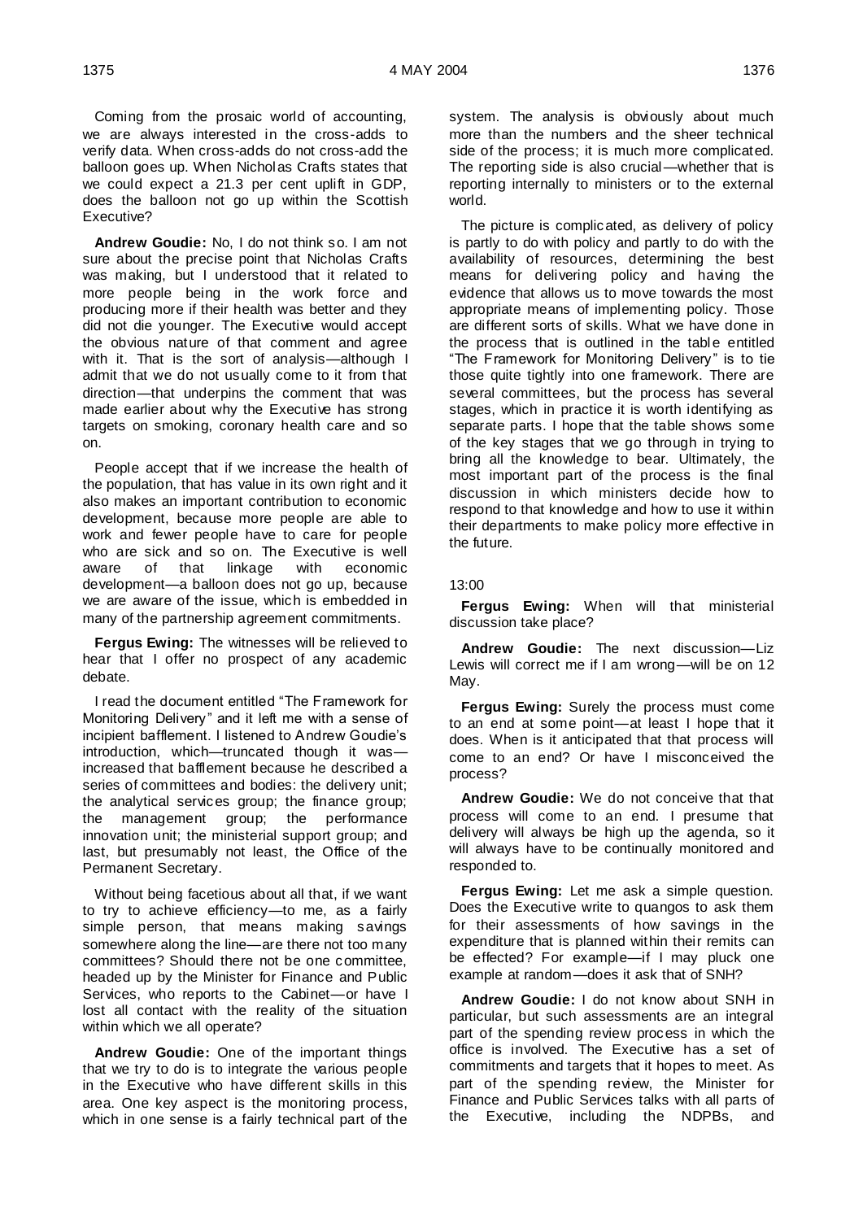Coming from the prosaic world of accounting, we are always interested in the cross-adds to verify data. When cross-adds do not cross-add the balloon goes up. When Nicholas Crafts states that we could expect a 21.3 per cent uplift in GDP, does the balloon not go up within the Scottish Executive?

**Andrew Goudie:** No, I do not think so. I am not sure about the precise point that Nicholas Crafts was making, but I understood that it related to more people being in the work force and producing more if their health was better and they did not die younger. The Executive would accept the obvious nature of that comment and agree with it. That is the sort of analysis—although I admit that we do not usually come to it from that direction—that underpins the comment that was made earlier about why the Executive has strong targets on smoking, coronary health care and so on.

People accept that if we increase the health of the population, that has value in its own right and it also makes an important contribution to economic development, because more people are able to work and fewer people have to care for people who are sick and so on. The Executive is well aware of that linkage with economic development—a balloon does not go up, because we are aware of the issue, which is embedded in many of the partnership agreement commitments.

**Fergus Ewing:** The witnesses will be relieved to hear that I offer no prospect of any academic debate.

I read the document entitled "The Framework for Monitoring Delivery" and it left me with a sense of incipient bafflement. I listened to Andrew Goudie's introduction, which—truncated though it was—increased that bafflement because he described a series of committees and bodies: the delivery unit; the analytical services group; the finance group; the management group; the performance innovation unit; the ministerial support group; and last, but presumably not least, the Office of the Permanent Secretary.

Without being facetious about all that, if we want to try to achieve efficiency—to me, as a fairly simple person, that means making savings somewhere along the line—are there not too many committees? Should there not be one committee, headed up by the Minister for Finance and Public Services, who reports to the Cabinet—or have I lost all contact with the reality of the situation within which we all operate?

**Andrew Goudie:** One of the important things that we try to do is to integrate the various people in the Executive who have different skills in this area. One key aspect is the monitoring process, which in one sense is a fairly technical part of the system. The analysis is obviously about much more than the numbers and the sheer technical side of the process; it is much more complicated. The reporting side is also crucial—whether that is reporting internally to ministers or to the external world.

The picture is complicated, as delivery of policy is partly to do with policy and partly to do with the availability of resources, determining the best means for delivering policy and having the evidence that allows us to move towards the most appropriate means of implementing policy. Those are different sorts of skills. What we have done in the process that is outlined in the table entitled "The Framework for Monitoring Delivery" is to tie those quite tightly into one framework. There are several committees, but the process has several stages, which in practice it is worth identifying as separate parts. I hope that the table shows some of the key stages that we go through in trying to bring all the knowledge to bear. Ultimately, the most important part of the process is the final discussion in which ministers decide how to respond to that knowledge and how to use it within their departments to make policy more effective in the future.

13:00

**Fergus Ewing:** When will that ministerial discussion take place?

**Andrew Goudie:** The next discussion—Liz Lewis will correct me if I am wrong—will be on 12 May.

**Fergus Ewing:** Surely the process must come to an end at some point—at least I hope that it does. When is it anticipated that that process will come to an end? Or have I misconceived the process?

**Andrew Goudie:** We do not conceive that that process will come to an end. I presume that delivery will always be high up the agenda, so it will always have to be continually monitored and responded to.

**Fergus Ewing:** Let me ask a simple question. Does the Executive write to quangos to ask them for their assessments of how savings in the expenditure that is planned within their remits can be effected? For example—if I may pluck one example at random—does it ask that of SNH?

**Andrew Goudie:** I do not know about SNH in particular, but such assessments are an integral part of the spending review process in which the office is involved. The Executive has a set of commitments and targets that it hopes to meet. As part of the spending review, the Minister for Finance and Public Services talks with all parts of the Executive, including the NDPBs, and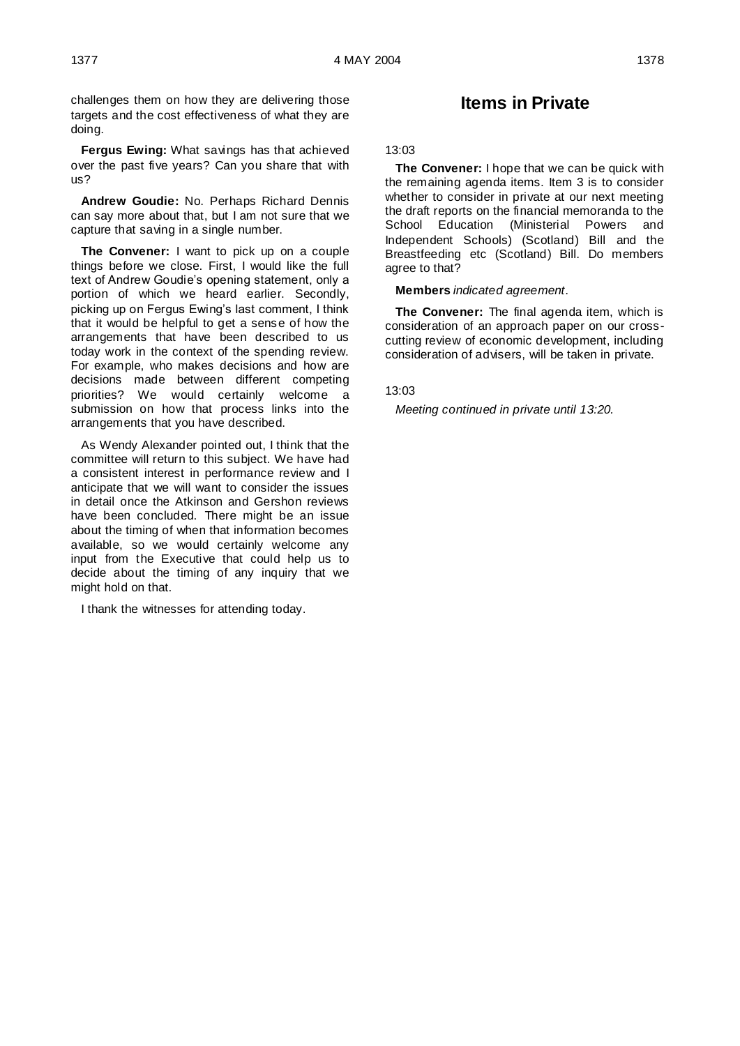challenges them on how they are delivering those targets and the cost effectiveness of what they are doing.

**Fergus Ewing:** What savings has that achieved over the past five years? Can you share that with us?

**Andrew Goudie:** No. Perhaps Richard Dennis can say more about that, but I am not sure that we capture that saving in a single number.

**The Convener:** I want to pick up on a couple things before we close. First, I would like the full text of Andrew Goudie's opening statement, only a portion of which we heard earlier. Secondly, picking up on Fergus Ewing's last comment, I think that it would be helpful to get a sense of how the arrangements that have been described to us today work in the context of the spending review. For example, who makes decisions and how are decisions made between different competing priorities? We would certainly welcome a submission on how that process links into the arrangements that you have described.

As Wendy Alexander pointed out, I think that the committee will return to this subject. We have had a consistent interest in performance review and I anticipate that we will want to consider the issues in detail once the Atkinson and Gershon reviews have been concluded. There might be an issue about the timing of when that information becomes available, so we would certainly welcome any input from the Executive that could help us to decide about the timing of any inquiry that we might hold on that.

I thank the witnesses for attending today.

# Items in Private

13:03

**The Convener:** I hope that we can be quick with the remaining agenda items. Item 3 is to consider whether to consider in private at our next meeting the draft reports on the financial memoranda to the School Education (Ministerial Powers and Independent Schools) (Scotland) Bill and the Breastfeeding etc (Scotland) Bill. Do members agree to that?

**Members** *indicated agreement*.

**The Convener:** The final agenda item, which is consideration of an approach paper on our cross-cutting review of economic development, including consideration of advisers, will be taken in private.

13:03

*Meeting continued in private until 13:20.*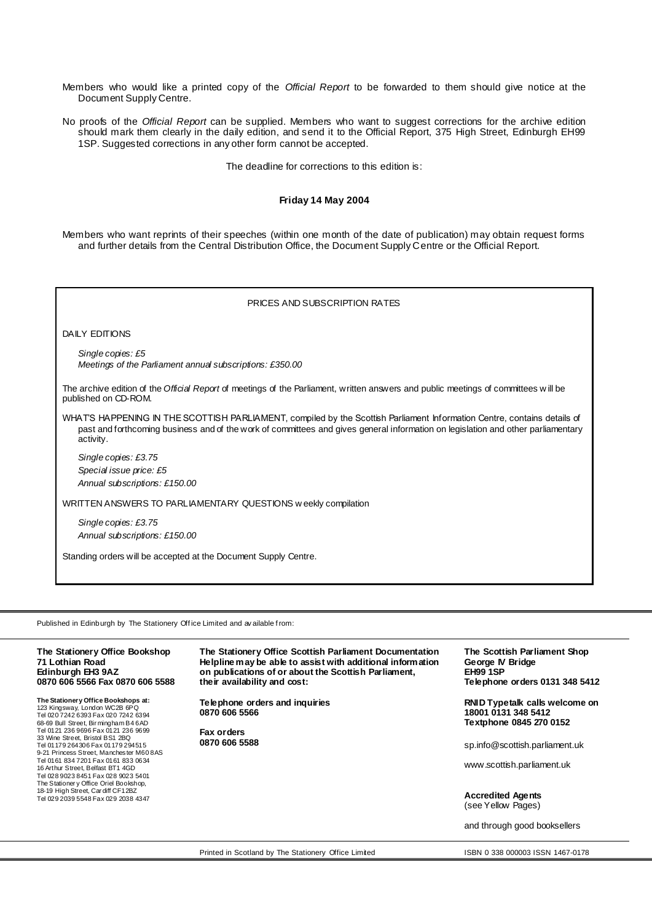Members who would like a printed copy of the *Official Report* to be forwarded to them should give notice at the Document Supply Centre.

No proofs of the *Official Report* can be supplied. Members who want to suggest corrections for the archive edition should mark them clearly in the daily edition, and send it to the Official Report, 375 High Street, Edinburgh EH99 1SP. Suggested corrections in any other form cannot be accepted.

The deadline for corrections to this edition is:

**Friday 14 May 2004**

Members who want reprints of their speeches (within one month of the date of publication) may obtain request forms and further details from the Central Distribution Office, the Document Supply Centre or the Official Report.

PRICES AND SUBSCRIPTION RATES

DAILY EDITIONS

*Single copies: £5*
*Meetings of the Parliament annual subscriptions: £350.00*

The archive edition of the *Official Report* of meetings of the Parliament, written answers and public meetings of committees will be published on CD-ROM.

WHAT'S HAPPENING IN THE SCOTTISH PARLIAMENT, compiled by the Scottish Parliament Information Centre, contains details of past and forthcoming business and of the work of committees and gives general information on legislation and other parliamentary activity.

*Single copies: £3.75*
*Special issue price: £5*
*Annual subscriptions: £150.00*

WRITTEN ANSWERS TO PARLIAMENTARY QUESTIONS weekly compilation

*Single copies: £3.75*
*Annual subscriptions: £150.00*

Standing orders will be accepted at the Document Supply Centre.

Published in Edinburgh by The Stationery Office Limited and available from:

**The Stationery Office Bookshop**
**71 Lothian Road**
**Edinburgh EH3 9AZ**
**0870 606 5566 Fax 0870 606 5588**

**The Stationery Office Bookshops at:**
123 Kingsway, London WC2B 6PQ
Tel 020 7242 6393 Fax 020 7242 6394
68-69 Bull Street, Birmingham B4 6AD
Tel 0121 236 9696 Fax 0121 236 9699
33 Wine Street, Bristol BS1 2BQ
Tel 01179 264306 Fax 01179 294515
9-21 Princess Street, Manchester M60 8AS
Tel 0161 834 7201 Fax 0161 833 0634
16 Arthur Street, Belfast BT1 4GD
Tel 028 9023 8451 Fax 028 9023 5401
The Stationery Office Oriel Bookshop,
18-19 High Street, Cardiff CF12BZ
Tel 029 2039 5548 Fax 029 2038 4347

**The Stationery Office Scottish Parliament Documentation Helpline may be able to assist with additional information on publications of or about the Scottish Parliament, their availability and cost:**

**Telephone orders and inquiries**
**0870 606 5566**

**Fax orders**
**0870 606 5588**

**The Scottish Parliament Shop**
**George IV Bridge**
**EH99 1SP**
**Telephone orders 0131 348 5412**

**RNID Typetalk calls welcome on**
**18001 0131 348 5412**
**Textphone 0845 270 0152**

sp.info@scottish.parliament.uk

www.scottish.parliament.uk

**Accredited Agents**
(see Yellow Pages)

and through good booksellers

Printed in Scotland by The Stationery Office Limited

ISBN 0 338 000003 ISSN 1467-0178